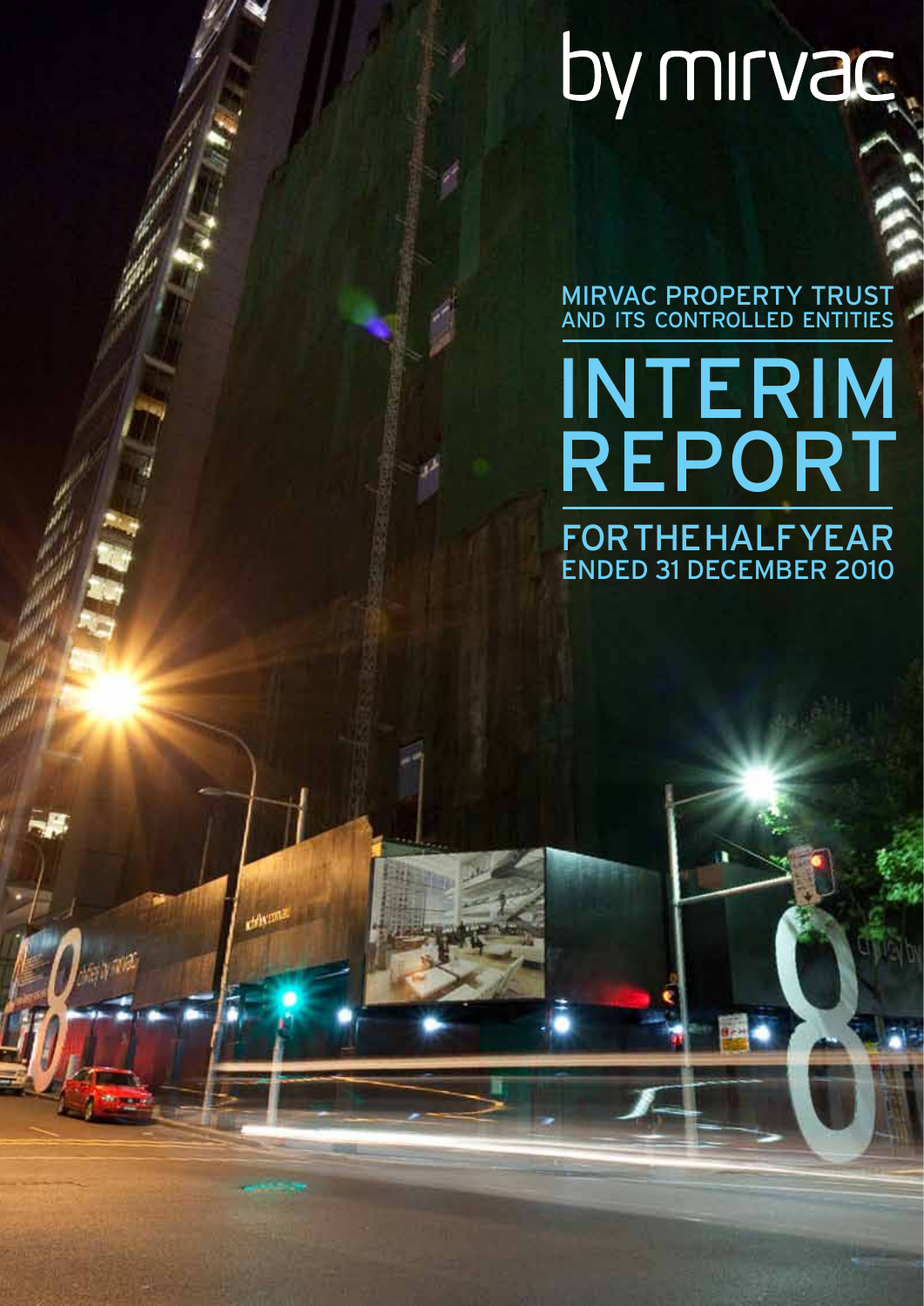by mirvac

MIRVAC PROPERTY TRUST
AND ITS CONTROLLED ENTITIES

# INTERIM REPORT

## FOR THE HALF YEAR ENDED 31 DECEMBER 2010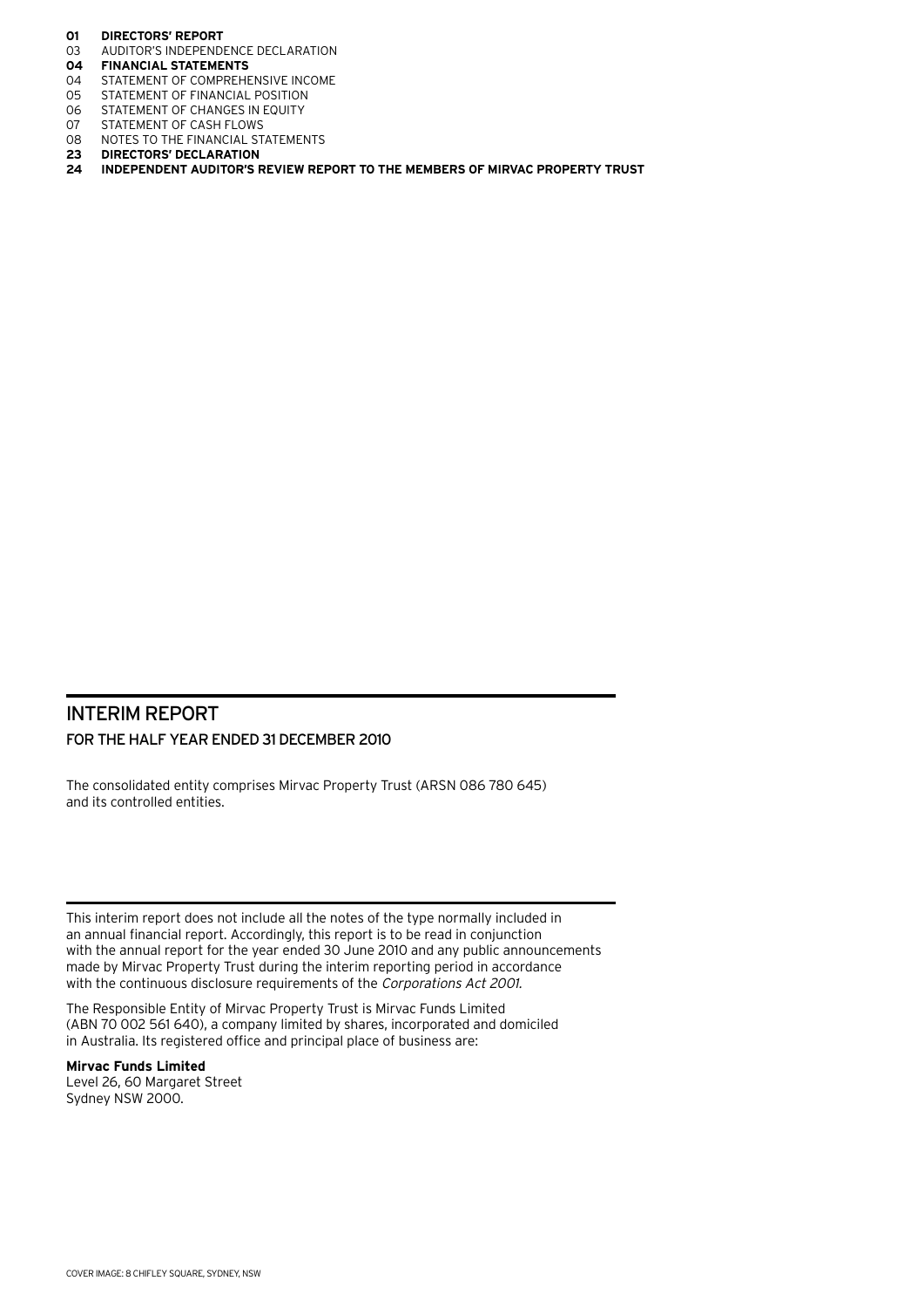**01 DIRECTORS' REPORT**
03 AUDITOR'S INDEPENDENCE DECLARATION
**04 FINANCIAL STATEMENTS**
04 STATEMENT OF COMPREHENSIVE INCOME
05 STATEMENT OF FINANCIAL POSITION
06 STATEMENT OF CHANGES IN EQUITY
07 STATEMENT OF CASH FLOWS
08 NOTES TO THE FINANCIAL STATEMENTS
**23 DIRECTORS' DECLARATION**
**24 INDEPENDENT AUDITOR'S REVIEW REPORT TO THE MEMBERS OF MIRVAC PROPERTY TRUST**

# INTERIM REPORT

## FOR THE HALF YEAR ENDED 31 DECEMBER 2010

The consolidated entity comprises Mirvac Property Trust (ARSN 086 780 645) and its controlled entities.

This interim report does not include all the notes of the type normally included in an annual financial report. Accordingly, this report is to be read in conjunction with the annual report for the year ended 30 June 2010 and any public announcements made by Mirvac Property Trust during the interim reporting period in accordance with the continuous disclosure requirements of the *Corporations Act 2001*.

The Responsible Entity of Mirvac Property Trust is Mirvac Funds Limited (ABN 70 002 561 640), a company limited by shares, incorporated and domiciled in Australia. Its registered office and principal place of business are:

**Mirvac Funds Limited**
Level 26, 60 Margaret Street
Sydney NSW 2000.

COVER IMAGE: 8 CHIFLEY SQUARE, SYDNEY, NSW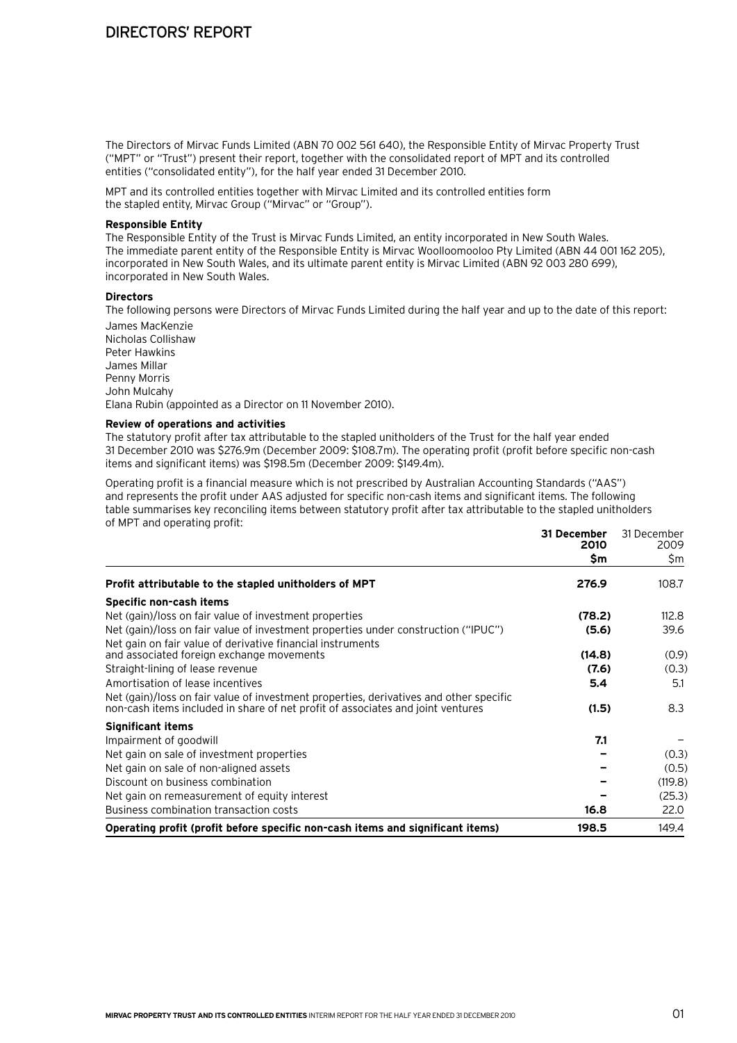# DIRECTORS' REPORT

The Directors of Mirvac Funds Limited (ABN 70 002 561 640), the Responsible Entity of Mirvac Property Trust ("MPT" or "Trust") present their report, together with the consolidated report of MPT and its controlled entities ("consolidated entity"), for the half year ended 31 December 2010.

MPT and its controlled entities together with Mirvac Limited and its controlled entities form the stapled entity, Mirvac Group ("Mirvac" or "Group").

**Responsible Entity**

The Responsible Entity of the Trust is Mirvac Funds Limited, an entity incorporated in New South Wales. The immediate parent entity of the Responsible Entity is Mirvac Woolloomooloo Pty Limited (ABN 44 001 162 205), incorporated in New South Wales, and its ultimate parent entity is Mirvac Limited (ABN 92 003 280 699), incorporated in New South Wales.

**Directors**

The following persons were Directors of Mirvac Funds Limited during the half year and up to the date of this report:

James MacKenzie
Nicholas Collishaw
Peter Hawkins
James Millar
Penny Morris
John Mulcahy
Elana Rubin (appointed as a Director on 11 November 2010).

**Review of operations and activities**

The statutory profit after tax attributable to the stapled unitholders of the Trust for the half year ended 31 December 2010 was $276.9m (December 2009: $108.7m). The operating profit (profit before specific non-cash items and significant items) was $198.5m (December 2009: $149.4m).

Operating profit is a financial measure which is not prescribed by Australian Accounting Standards ("AAS") and represents the profit under AAS adjusted for specific non-cash items and significant items. The following table summarises key reconciling items between statutory profit after tax attributable to the stapled unitholders of MPT and operating profit:

| | **31 December 2010 $m** | 31 December 2009 $m |
|---|---|---|
| **Profit attributable to the stapled unitholders of MPT** | **276.9** | 108.7 |
| **Specific non-cash items** | | |
| Net (gain)/loss on fair value of investment properties | **(78.2)** | 112.8 |
| Net (gain)/loss on fair value of investment properties under construction ("IPUC") | **(5.6)** | 39.6 |
| Net gain on fair value of derivative financial instruments and associated foreign exchange movements | **(14.8)** | (0.9) |
| Straight-lining of lease revenue | **(7.6)** | (0.3) |
| Amortisation of lease incentives | **5.4** | 5.1 |
| Net (gain)/loss on fair value of investment properties, derivatives and other specific non-cash items included in share of net profit of associates and joint ventures | **(1.5)** | 8.3 |
| **Significant items** | | |
| Impairment of goodwill | **7.1** | – |
| Net gain on sale of investment properties | **–** | (0.3) |
| Net gain on sale of non-aligned assets | **–** | (0.5) |
| Discount on business combination | **–** | (119.8) |
| Net gain on remeasurement of equity interest | **–** | (25.3) |
| Business combination transaction costs | **16.8** | 22.0 |
| **Operating profit (profit before specific non-cash items and significant items)** | **198.5** | 149.4 |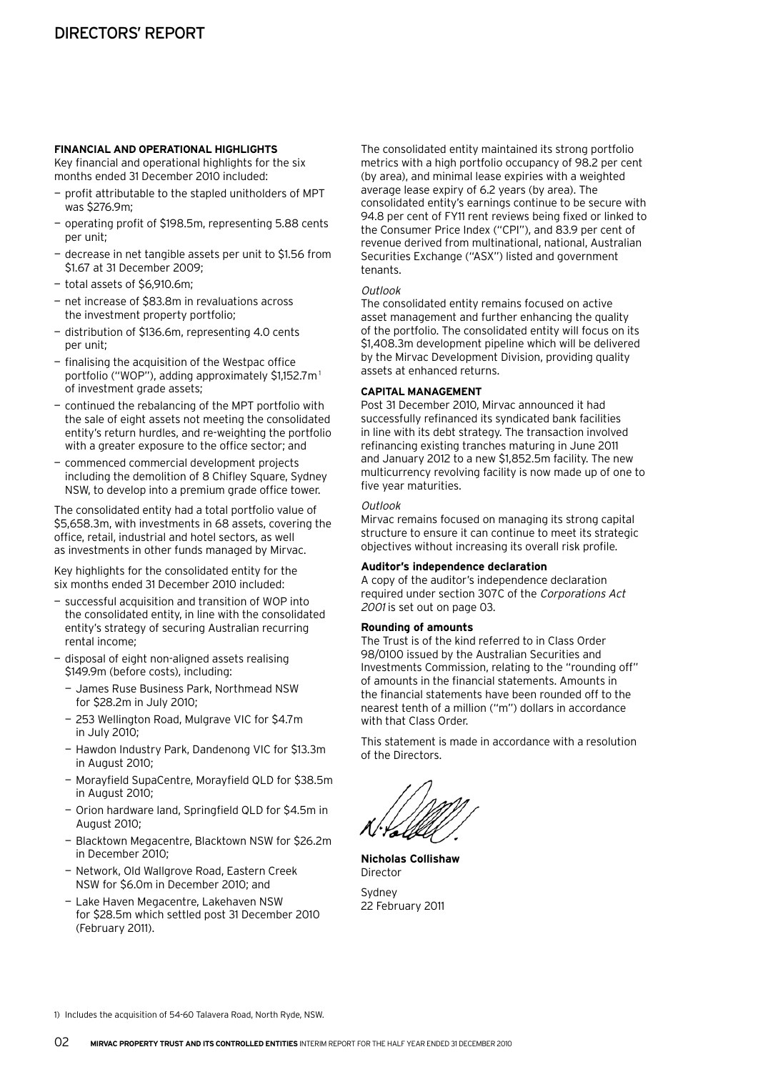# DIRECTORS' REPORT

**FINANCIAL AND OPERATIONAL HIGHLIGHTS**

Key financial and operational highlights for the six months ended 31 December 2010 included:

- profit attributable to the stapled unitholders of MPT was $276.9m;
- operating profit of $198.5m, representing 5.88 cents per unit;
- decrease in net tangible assets per unit to $1.56 from $1.67 at 31 December 2009;
- total assets of $6,910.6m;
- net increase of $83.8m in revaluations across the investment property portfolio;
- distribution of $136.6m, representing 4.0 cents per unit;
- finalising the acquisition of the Westpac office portfolio ("WOP"), adding approximately $1,152.7m[1] of investment grade assets;
- continued the rebalancing of the MPT portfolio with the sale of eight assets not meeting the consolidated entity's return hurdles, and re-weighting the portfolio with a greater exposure to the office sector; and
- commenced commercial development projects including the demolition of 8 Chifley Square, Sydney NSW, to develop into a premium grade office tower.

The consolidated entity had a total portfolio value of $5,658.3m, with investments in 68 assets, covering the office, retail, industrial and hotel sectors, as well as investments in other funds managed by Mirvac.

Key highlights for the consolidated entity for the six months ended 31 December 2010 included:

- successful acquisition and transition of WOP into the consolidated entity, in line with the consolidated entity's strategy of securing Australian recurring rental income;
- disposal of eight non-aligned assets realising $149.9m (before costs), including:
  - James Ruse Business Park, Northmead NSW for $28.2m in July 2010;
  - 253 Wellington Road, Mulgrave VIC for $4.7m in July 2010;
  - Hawdon Industry Park, Dandenong VIC for $13.3m in August 2010;
  - Morayfield SupaCentre, Morayfield QLD for $38.5m in August 2010;
  - Orion hardware land, Springfield QLD for $4.5m in August 2010;
  - Blacktown Megacentre, Blacktown NSW for $26.2m in December 2010;
  - Network, Old Wallgrove Road, Eastern Creek NSW for $6.0m in December 2010; and
  - Lake Haven Megacentre, Lakehaven NSW for $28.5m which settled post 31 December 2010 (February 2011).

The consolidated entity maintained its strong portfolio metrics with a high portfolio occupancy of 98.2 per cent (by area), and minimal lease expiries with a weighted average lease expiry of 6.2 years (by area). The consolidated entity's earnings continue to be secure with 94.8 per cent of FY11 rent reviews being fixed or linked to the Consumer Price Index ("CPI"), and 83.9 per cent of revenue derived from multinational, national, Australian Securities Exchange ("ASX") listed and government tenants.

*Outlook*

The consolidated entity remains focused on active asset management and further enhancing the quality of the portfolio. The consolidated entity will focus on its $1,408.3m development pipeline which will be delivered by the Mirvac Development Division, providing quality assets at enhanced returns.

**CAPITAL MANAGEMENT**

Post 31 December 2010, Mirvac announced it had successfully refinanced its syndicated bank facilities in line with its debt strategy. The transaction involved refinancing existing tranches maturing in June 2011 and January 2012 to a new $1,852.5m facility. The new multicurrency revolving facility is now made up of one to five year maturities.

*Outlook*

Mirvac remains focused on managing its strong capital structure to ensure it can continue to meet its strategic objectives without increasing its overall risk profile.

**Auditor's independence declaration**

A copy of the auditor's independence declaration required under section 307C of the *Corporations Act 2001* is set out on page 03.

**Rounding of amounts**

The Trust is of the kind referred to in Class Order 98/0100 issued by the Australian Securities and Investments Commission, relating to the "rounding off" of amounts in the financial statements. Amounts in the financial statements have been rounded off to the nearest tenth of a million ("m") dollars in accordance with that Class Order.

This statement is made in accordance with a resolution of the Directors.

**Nicholas Collishaw**
Director

Sydney
22 February 2011

1) Includes the acquisition of 54-60 Talavera Road, North Ryde, NSW.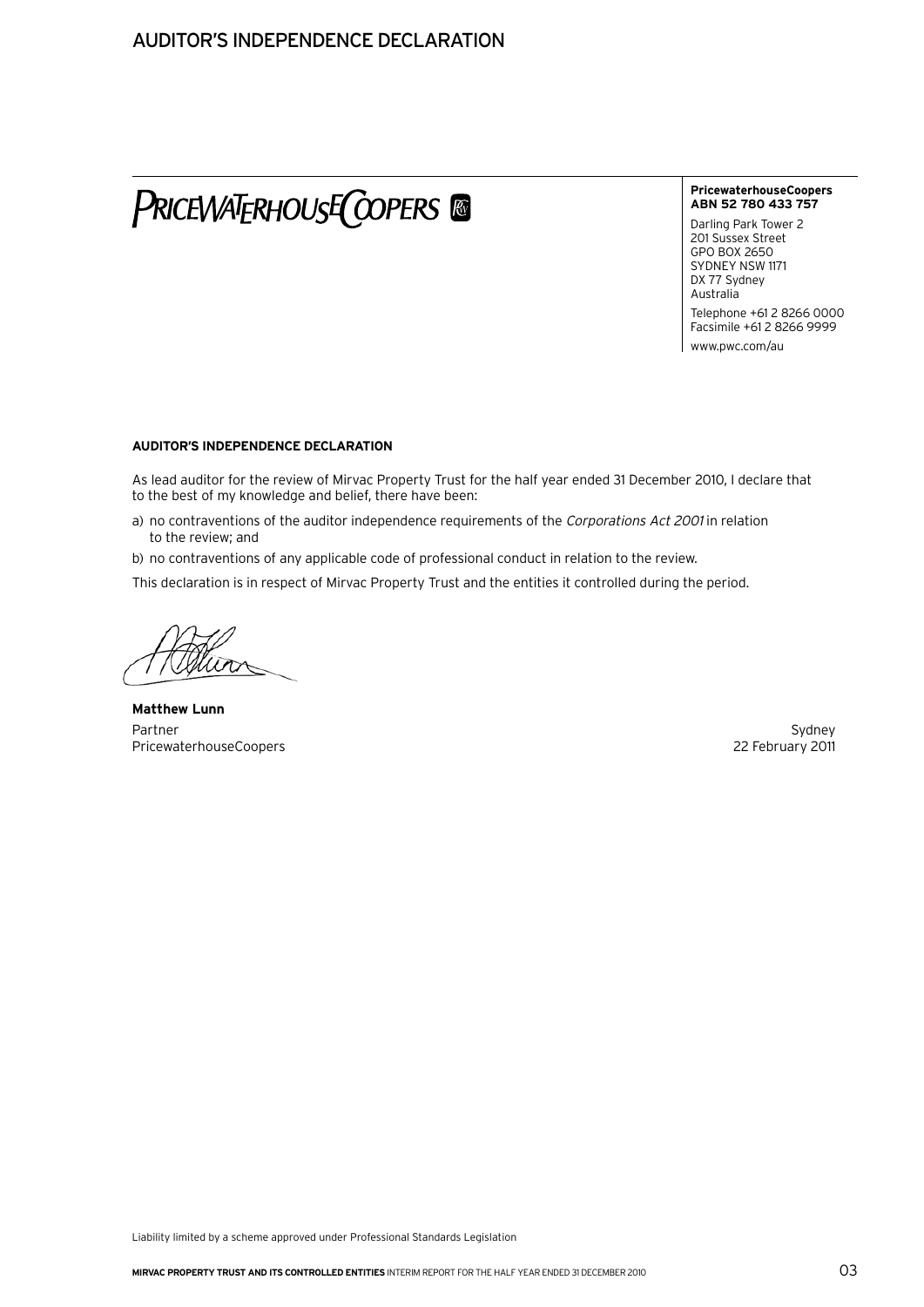# AUDITOR'S INDEPENDENCE DECLARATION

PRICEWATERHOUSECOOPERS

**PricewaterhouseCoopers**
**ABN 52 780 433 757**

Darling Park Tower 2
201 Sussex Street
GPO BOX 2650
SYDNEY NSW 1171
DX 77 Sydney
Australia

Telephone +61 2 8266 0000
Facsimile +61 2 8266 9999

www.pwc.com/au

**AUDITOR'S INDEPENDENCE DECLARATION**

As lead auditor for the review of Mirvac Property Trust for the half year ended 31 December 2010, I declare that to the best of my knowledge and belief, there have been:

a) no contraventions of the auditor independence requirements of the *Corporations Act 2001* in relation to the review; and

b) no contraventions of any applicable code of professional conduct in relation to the review.

This declaration is in respect of Mirvac Property Trust and the entities it controlled during the period.

**Matthew Lunn**
Partner
PricewaterhouseCoopers

Sydney
22 February 2011

Liability limited by a scheme approved under Professional Standards Legislation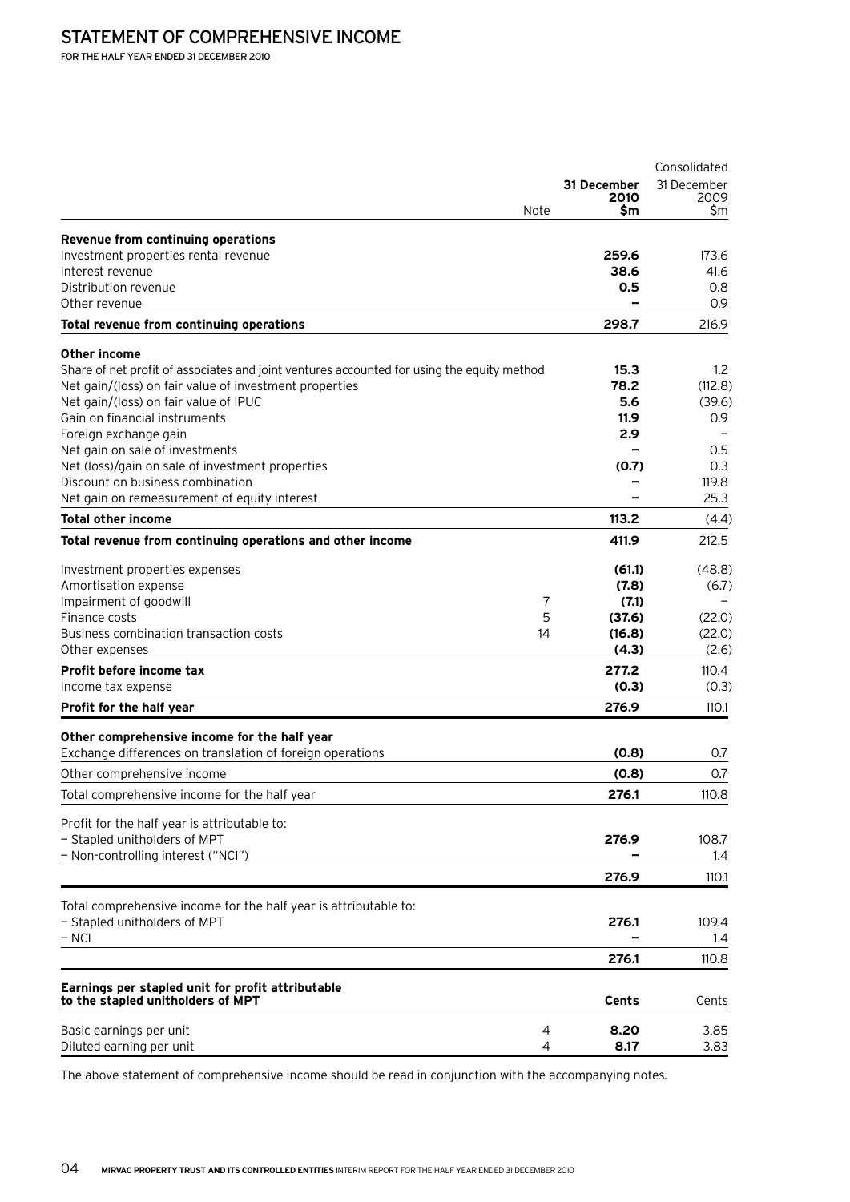# STATEMENT OF COMPREHENSIVE INCOME

FOR THE HALF YEAR ENDED 31 DECEMBER 2010

| | Note | Consolidated<br>**31 December 2010 $m** | <br>31 December 2009 $m |
|---|---|---|---|
| **Revenue from continuing operations** | | | |
| Investment properties rental revenue | | **259.6** | 173.6 |
| Interest revenue | | **38.6** | 41.6 |
| Distribution revenue | | **0.5** | 0.8 |
| Other revenue | | **–** | 0.9 |
| **Total revenue from continuing operations** | | **298.7** | 216.9 |
| **Other income** | | | |
| Share of net profit of associates and joint ventures accounted for using the equity method | | **15.3** | 1.2 |
| Net gain/(loss) on fair value of investment properties | | **78.2** | (112.8) |
| Net gain/(loss) on fair value of IPUC | | **5.6** | (39.6) |
| Gain on financial instruments | | **11.9** | 0.9 |
| Foreign exchange gain | | **2.9** | – |
| Net gain on sale of investments | | **–** | 0.5 |
| Net (loss)/gain on sale of investment properties | | **(0.7)** | 0.3 |
| Discount on business combination | | **–** | 119.8 |
| Net gain on remeasurement of equity interest | | **–** | 25.3 |
| **Total other income** | | **113.2** | (4.4) |
| **Total revenue from continuing operations and other income** | | **411.9** | 212.5 |
| Investment properties expenses | | **(61.1)** | (48.8) |
| Amortisation expense | | **(7.8)** | (6.7) |
| Impairment of goodwill | 7 | **(7.1)** | – |
| Finance costs | 5 | **(37.6)** | (22.0) |
| Business combination transaction costs | 14 | **(16.8)** | (22.0) |
| Other expenses | | **(4.3)** | (2.6) |
| **Profit before income tax** | | **277.2** | 110.4 |
| Income tax expense | | **(0.3)** | (0.3) |
| **Profit for the half year** | | **276.9** | 110.1 |
| **Other comprehensive income for the half year** | | | |
| Exchange differences on translation of foreign operations | | **(0.8)** | 0.7 |
| Other comprehensive income | | **(0.8)** | 0.7 |
| Total comprehensive income for the half year | | **276.1** | 110.8 |
| Profit for the half year is attributable to: | | | |
| – Stapled unitholders of MPT | | **276.9** | 108.7 |
| – Non-controlling interest ("NCI") | | **–** | 1.4 |
| | | **276.9** | 110.1 |
| Total comprehensive income for the half year is attributable to: | | | |
| – Stapled unitholders of MPT | | **276.1** | 109.4 |
| – NCI | | **–** | 1.4 |
| | | **276.1** | 110.8 |
| **Earnings per stapled unit for profit attributable to the stapled unitholders of MPT** | | **Cents** | Cents |
| Basic earnings per unit | 4 | **8.20** | 3.85 |
| Diluted earning per unit | 4 | **8.17** | 3.83 |

The above statement of comprehensive income should be read in conjunction with the accompanying notes.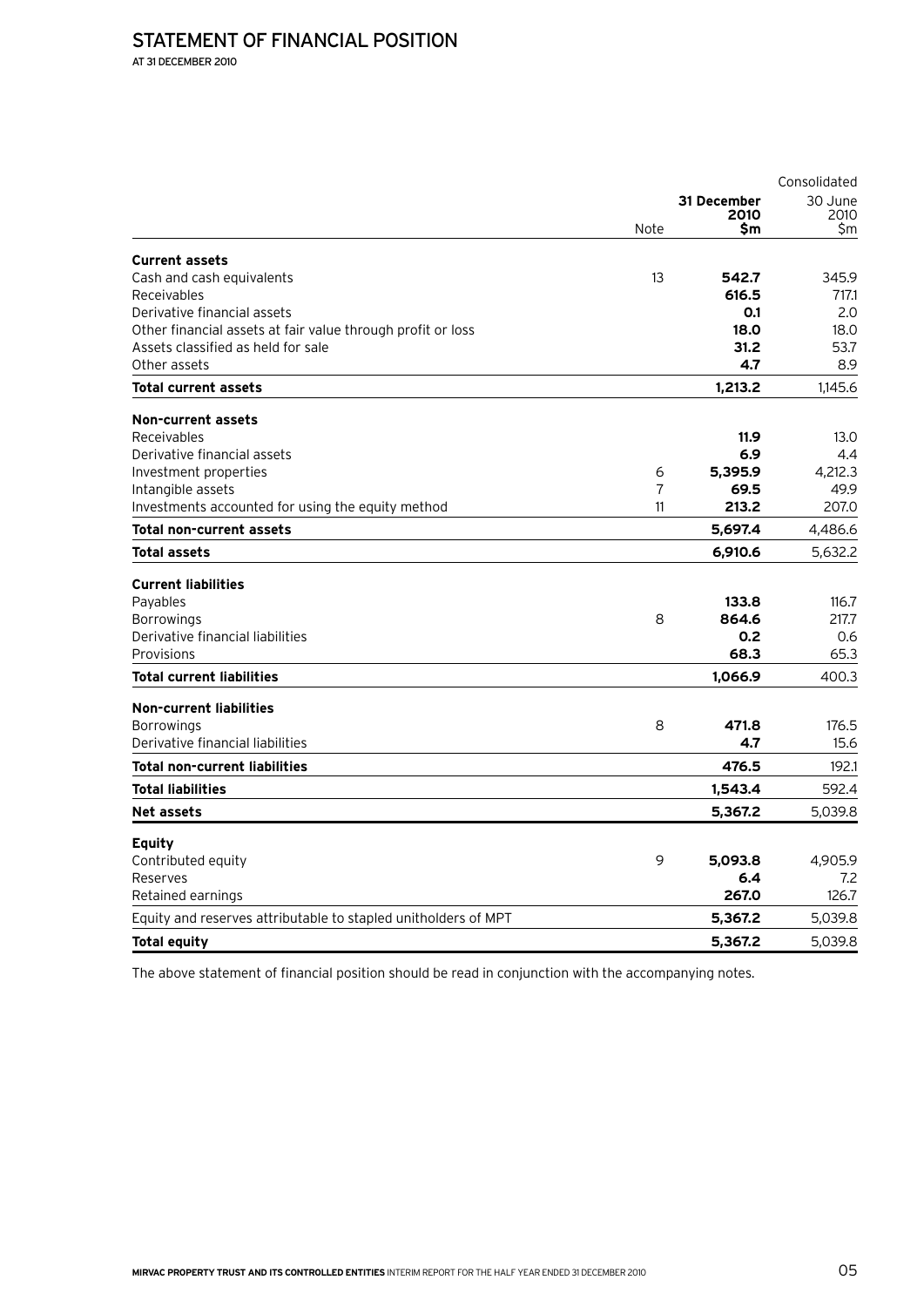# STATEMENT OF FINANCIAL POSITION

AT 31 DECEMBER 2010

| | Note | Consolidated 31 December 2010 $m | 30 June 2010 $m |
|---|---|---|---|
| **Current assets** | | | |
| Cash and cash equivalents | 13 | **542.7** | 345.9 |
| Receivables | | **616.5** | 717.1 |
| Derivative financial assets | | **0.1** | 2.0 |
| Other financial assets at fair value through profit or loss | | **18.0** | 18.0 |
| Assets classified as held for sale | | **31.2** | 53.7 |
| Other assets | | **4.7** | 8.9 |
| **Total current assets** | | **1,213.2** | 1,145.6 |
| **Non-current assets** | | | |
| Receivables | | **11.9** | 13.0 |
| Derivative financial assets | | **6.9** | 4.4 |
| Investment properties | 6 | **5,395.9** | 4,212.3 |
| Intangible assets | 7 | **69.5** | 49.9 |
| Investments accounted for using the equity method | 11 | **213.2** | 207.0 |
| **Total non-current assets** | | **5,697.4** | 4,486.6 |
| **Total assets** | | **6,910.6** | 5,632.2 |
| **Current liabilities** | | | |
| Payables | | **133.8** | 116.7 |
| Borrowings | 8 | **864.6** | 217.7 |
| Derivative financial liabilities | | **0.2** | 0.6 |
| Provisions | | **68.3** | 65.3 |
| **Total current liabilities** | | **1,066.9** | 400.3 |
| **Non-current liabilities** | | | |
| Borrowings | 8 | **471.8** | 176.5 |
| Derivative financial liabilities | | **4.7** | 15.6 |
| **Total non-current liabilities** | | **476.5** | 192.1 |
| **Total liabilities** | | **1,543.4** | 592.4 |
| **Net assets** | | **5,367.2** | 5,039.8 |
| **Equity** | | | |
| Contributed equity | 9 | **5,093.8** | 4,905.9 |
| Reserves | | **6.4** | 7.2 |
| Retained earnings | | **267.0** | 126.7 |
| Equity and reserves attributable to stapled unitholders of MPT | | **5,367.2** | 5,039.8 |
| **Total equity** | | **5,367.2** | 5,039.8 |

The above statement of financial position should be read in conjunction with the accompanying notes.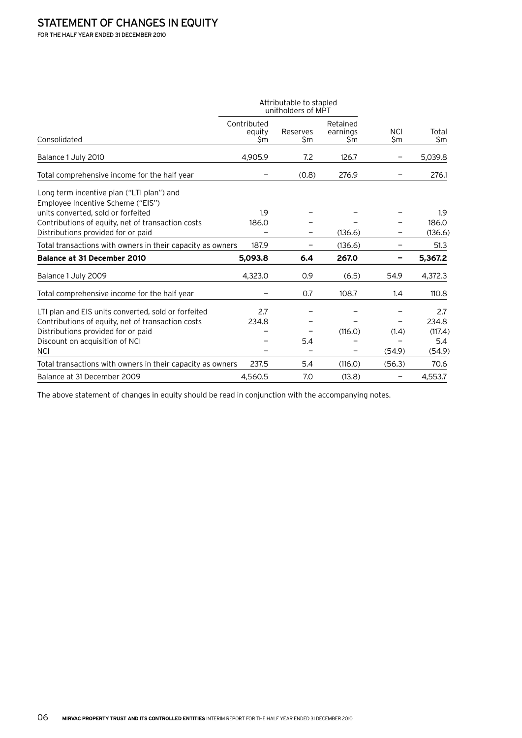# STATEMENT OF CHANGES IN EQUITY

FOR THE HALF YEAR ENDED 31 DECEMBER 2010

| | Attributable to stapled unitholders of MPT | | | | |
|---|---|---|---|---|---|
| Consolidated | Contributed equity $m | Reserves $m | Retained earnings $m | NCI $m | Total $m |
| Balance 1 July 2010 | 4,905.9 | 7.2 | 126.7 | – | 5,039.8 |
| Total comprehensive income for the half year | – | (0.8) | 276.9 | – | 276.1 |
| Long term incentive plan ("LTI plan") and Employee Incentive Scheme ("EIS") units converted, sold or forfeited | 1.9 | – | – | – | 1.9 |
| Contributions of equity, net of transaction costs | 186.0 | – | – | – | 186.0 |
| Distributions provided for or paid | – | – | (136.6) | – | (136.6) |
| Total transactions with owners in their capacity as owners | 187.9 | – | (136.6) | – | 51.3 |
| **Balance at 31 December 2010** | **5,093.8** | **6.4** | **267.0** | **–** | **5,367.2** |
| Balance 1 July 2009 | 4,323.0 | 0.9 | (6.5) | 54.9 | 4,372.3 |
| Total comprehensive income for the half year | – | 0.7 | 108.7 | 1.4 | 110.8 |
| LTI plan and EIS units converted, sold or forfeited | 2.7 | – | – | – | 2.7 |
| Contributions of equity, net of transaction costs | 234.8 | – | – | – | 234.8 |
| Distributions provided for or paid | – | – | (116.0) | (1.4) | (117.4) |
| Discount on acquisition of NCI | – | 5.4 | – | – | 5.4 |
| NCI | – | – | – | (54.9) | (54.9) |
| Total transactions with owners in their capacity as owners | 237.5 | 5.4 | (116.0) | (56.3) | 70.6 |
| Balance at 31 December 2009 | 4,560.5 | 7.0 | (13.8) | – | 4,553.7 |

The above statement of changes in equity should be read in conjunction with the accompanying notes.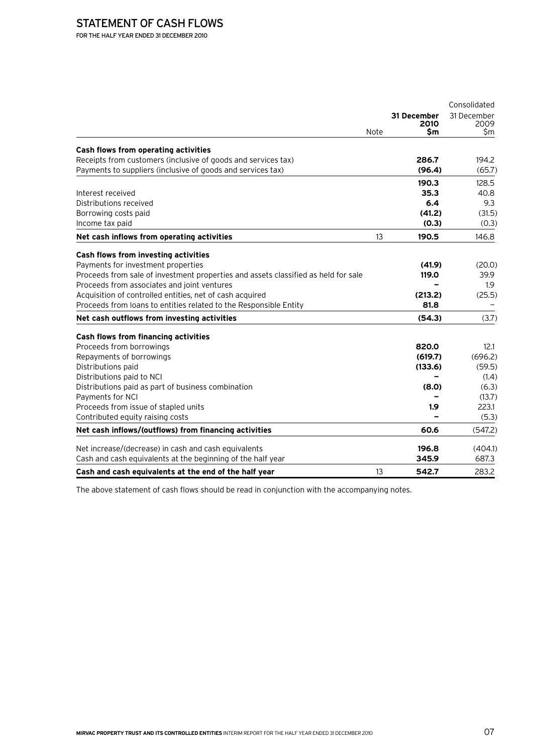# STATEMENT OF CASH FLOWS

FOR THE HALF YEAR ENDED 31 DECEMBER 2010

| | Note | Consolidated<br>**31 December 2010 $m** | <br>31 December 2009 $m |
|---|---|---|---|
| **Cash flows from operating activities** | | | |
| Receipts from customers (inclusive of goods and services tax) | | **286.7** | 194.2 |
| Payments to suppliers (inclusive of goods and services tax) | | **(96.4)** | (65.7) |
| | | **190.3** | 128.5 |
| Interest received | | **35.3** | 40.8 |
| Distributions received | | **6.4** | 9.3 |
| Borrowing costs paid | | **(41.2)** | (31.5) |
| Income tax paid | | **(0.3)** | (0.3) |
| **Net cash inflows from operating activities** | 13 | **190.5** | 146.8 |
| **Cash flows from investing activities** | | | |
| Payments for investment properties | | **(41.9)** | (20.0) |
| Proceeds from sale of investment properties and assets classified as held for sale | | **119.0** | 39.9 |
| Proceeds from associates and joint ventures | | **–** | 1.9 |
| Acquisition of controlled entities, net of cash acquired | | **(213.2)** | (25.5) |
| Proceeds from loans to entities related to the Responsible Entity | | **81.8** | – |
| **Net cash outflows from investing activities** | | **(54.3)** | (3.7) |
| **Cash flows from financing activities** | | | |
| Proceeds from borrowings | | **820.0** | 12.1 |
| Repayments of borrowings | | **(619.7)** | (696.2) |
| Distributions paid | | **(133.6)** | (59.5) |
| Distributions paid to NCI | | **–** | (1.4) |
| Distributions paid as part of business combination | | **(8.0)** | (6.3) |
| Payments for NCI | | **–** | (13.7) |
| Proceeds from issue of stapled units | | **1.9** | 223.1 |
| Contributed equity raising costs | | **–** | (5.3) |
| **Net cash inflows/(outflows) from financing activities** | | **60.6** | (547.2) |
| Net increase/(decrease) in cash and cash equivalents | | **196.8** | (404.1) |
| Cash and cash equivalents at the beginning of the half year | | **345.9** | 687.3 |
| **Cash and cash equivalents at the end of the half year** | 13 | **542.7** | 283.2 |

The above statement of cash flows should be read in conjunction with the accompanying notes.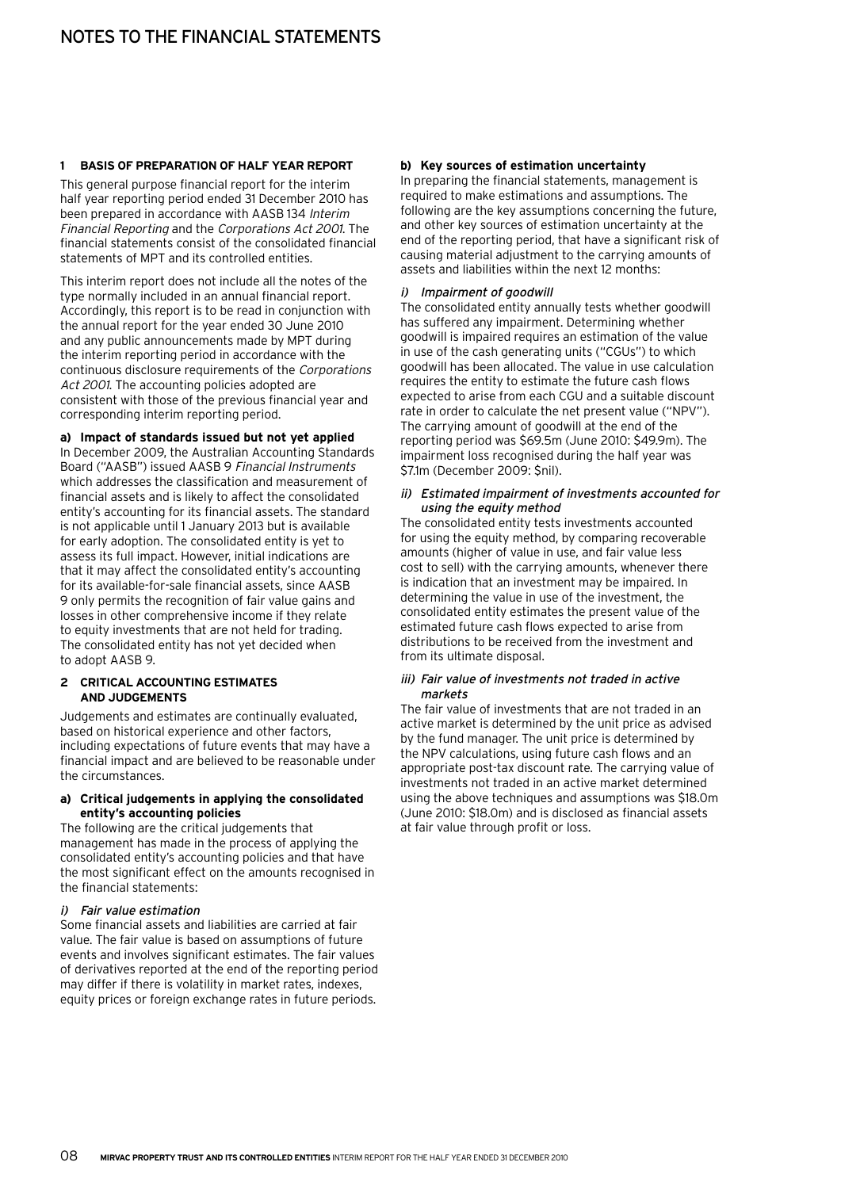# NOTES TO THE FINANCIAL STATEMENTS

## 1 BASIS OF PREPARATION OF HALF YEAR REPORT

This general purpose financial report for the interim half year reporting period ended 31 December 2010 has been prepared in accordance with AASB 134 *Interim Financial Reporting* and the *Corporations Act 2001*. The financial statements consist of the consolidated financial statements of MPT and its controlled entities.

This interim report does not include all the notes of the type normally included in an annual financial report. Accordingly, this report is to be read in conjunction with the annual report for the year ended 30 June 2010 and any public announcements made by MPT during the interim reporting period in accordance with the continuous disclosure requirements of the *Corporations Act 2001*. The accounting policies adopted are consistent with those of the previous financial year and corresponding interim reporting period.

**a) Impact of standards issued but not yet applied**

In December 2009, the Australian Accounting Standards Board ("AASB") issued AASB 9 *Financial Instruments* which addresses the classification and measurement of financial assets and is likely to affect the consolidated entity's accounting for its financial assets. The standard is not applicable until 1 January 2013 but is available for early adoption. The consolidated entity is yet to assess its full impact. However, initial indications are that it may affect the consolidated entity's accounting for its available-for-sale financial assets, since AASB 9 only permits the recognition of fair value gains and losses in other comprehensive income if they relate to equity investments that are not held for trading. The consolidated entity has not yet decided when to adopt AASB 9.

## 2 CRITICAL ACCOUNTING ESTIMATES AND JUDGEMENTS

Judgements and estimates are continually evaluated, based on historical experience and other factors, including expectations of future events that may have a financial impact and are believed to be reasonable under the circumstances.

**a) Critical judgements in applying the consolidated entity's accounting policies**

The following are the critical judgements that management has made in the process of applying the consolidated entity's accounting policies and that have the most significant effect on the amounts recognised in the financial statements:

*i) Fair value estimation*

Some financial assets and liabilities are carried at fair value. The fair value is based on assumptions of future events and involves significant estimates. The fair values of derivatives reported at the end of the reporting period may differ if there is volatility in market rates, indexes, equity prices or foreign exchange rates in future periods.

**b) Key sources of estimation uncertainty**

In preparing the financial statements, management is required to make estimations and assumptions. The following are the key assumptions concerning the future, and other key sources of estimation uncertainty at the end of the reporting period, that have a significant risk of causing material adjustment to the carrying amounts of assets and liabilities within the next 12 months:

*i) Impairment of goodwill*

The consolidated entity annually tests whether goodwill has suffered any impairment. Determining whether goodwill is impaired requires an estimation of the value in use of the cash generating units ("CGUs") to which goodwill has been allocated. The value in use calculation requires the entity to estimate the future cash flows expected to arise from each CGU and a suitable discount rate in order to calculate the net present value ("NPV"). The carrying amount of goodwill at the end of the reporting period was $69.5m (June 2010: $49.9m). The impairment loss recognised during the half year was $7.1m (December 2009: $nil).

*ii) Estimated impairment of investments accounted for using the equity method*

The consolidated entity tests investments accounted for using the equity method, by comparing recoverable amounts (higher of value in use, and fair value less cost to sell) with the carrying amounts, whenever there is indication that an investment may be impaired. In determining the value in use of the investment, the consolidated entity estimates the present value of the estimated future cash flows expected to arise from distributions to be received from the investment and from its ultimate disposal.

*iii) Fair value of investments not traded in active markets*

The fair value of investments that are not traded in an active market is determined by the unit price as advised by the fund manager. The unit price is determined by the NPV calculations, using future cash flows and an appropriate post-tax discount rate. The carrying value of investments not traded in an active market determined using the above techniques and assumptions was $18.0m (June 2010: $18.0m) and is disclosed as financial assets at fair value through profit or loss.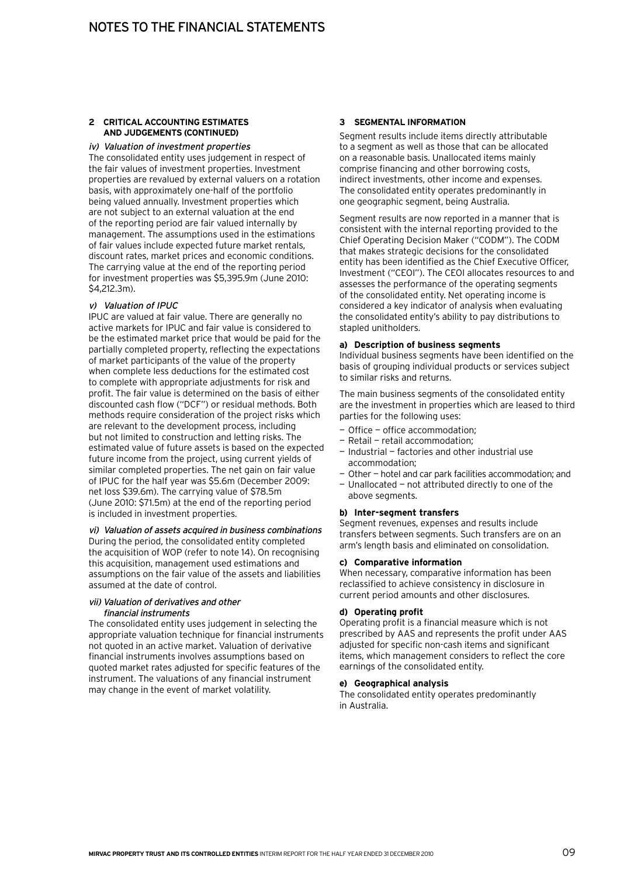# NOTES TO THE FINANCIAL STATEMENTS

## 2 CRITICAL ACCOUNTING ESTIMATES AND JUDGEMENTS (CONTINUED)

*iv) Valuation of investment properties*

The consolidated entity uses judgement in respect of the fair values of investment properties. Investment properties are revalued by external valuers on a rotation basis, with approximately one-half of the portfolio being valued annually. Investment properties which are not subject to an external valuation at the end of the reporting period are fair valued internally by management. The assumptions used in the estimations of fair values include expected future market rentals, discount rates, market prices and economic conditions. The carrying value at the end of the reporting period for investment properties was $5,395.9m (June 2010: $4,212.3m).

*v) Valuation of IPUC*

IPUC are valued at fair value. There are generally no active markets for IPUC and fair value is considered to be the estimated market price that would be paid for the partially completed property, reflecting the expectations of market participants of the value of the property when complete less deductions for the estimated cost to complete with appropriate adjustments for risk and profit. The fair value is determined on the basis of either discounted cash flow ("DCF") or residual methods. Both methods require consideration of the project risks which are relevant to the development process, including but not limited to construction and letting risks. The estimated value of future assets is based on the expected future income from the project, using current yields of similar completed properties. The net gain on fair value of IPUC for the half year was $5.6m (December 2009: net loss $39.6m). The carrying value of $78.5m (June 2010: $71.5m) at the end of the reporting period is included in investment properties.

*vi) Valuation of assets acquired in business combinations*

During the period, the consolidated entity completed the acquisition of WOP (refer to note 14). On recognising this acquisition, management used estimations and assumptions on the fair value of the assets and liabilities assumed at the date of control.

*vii) Valuation of derivatives and other financial instruments*

The consolidated entity uses judgement in selecting the appropriate valuation technique for financial instruments not quoted in an active market. Valuation of derivative financial instruments involves assumptions based on quoted market rates adjusted for specific features of the instrument. The valuations of any financial instrument may change in the event of market volatility.

## 3 SEGMENTAL INFORMATION

Segment results include items directly attributable to a segment as well as those that can be allocated on a reasonable basis. Unallocated items mainly comprise financing and other borrowing costs, indirect investments, other income and expenses. The consolidated entity operates predominantly in one geographic segment, being Australia.

Segment results are now reported in a manner that is consistent with the internal reporting provided to the Chief Operating Decision Maker ("CODM"). The CODM that makes strategic decisions for the consolidated entity has been identified as the Chief Executive Officer, Investment ("CEOI"). The CEOI allocates resources to and assesses the performance of the operating segments of the consolidated entity. Net operating income is considered a key indicator of analysis when evaluating the consolidated entity's ability to pay distributions to stapled unitholders.

**a) Description of business segments**

Individual business segments have been identified on the basis of grouping individual products or services subject to similar risks and returns.

The main business segments of the consolidated entity are the investment in properties which are leased to third parties for the following uses:

- Office — office accommodation;
- Retail — retail accommodation;
- Industrial — factories and other industrial use accommodation;
- Other — hotel and car park facilities accommodation; and
- Unallocated — not attributed directly to one of the above segments.

**b) Inter-segment transfers**

Segment revenues, expenses and results include transfers between segments. Such transfers are on an arm's length basis and eliminated on consolidation.

**c) Comparative information**

When necessary, comparative information has been reclassified to achieve consistency in disclosure in current period amounts and other disclosures.

**d) Operating profit**

Operating profit is a financial measure which is not prescribed by AAS and represents the profit under AAS adjusted for specific non-cash items and significant items, which management considers to reflect the core earnings of the consolidated entity.

**e) Geographical analysis**

The consolidated entity operates predominantly in Australia.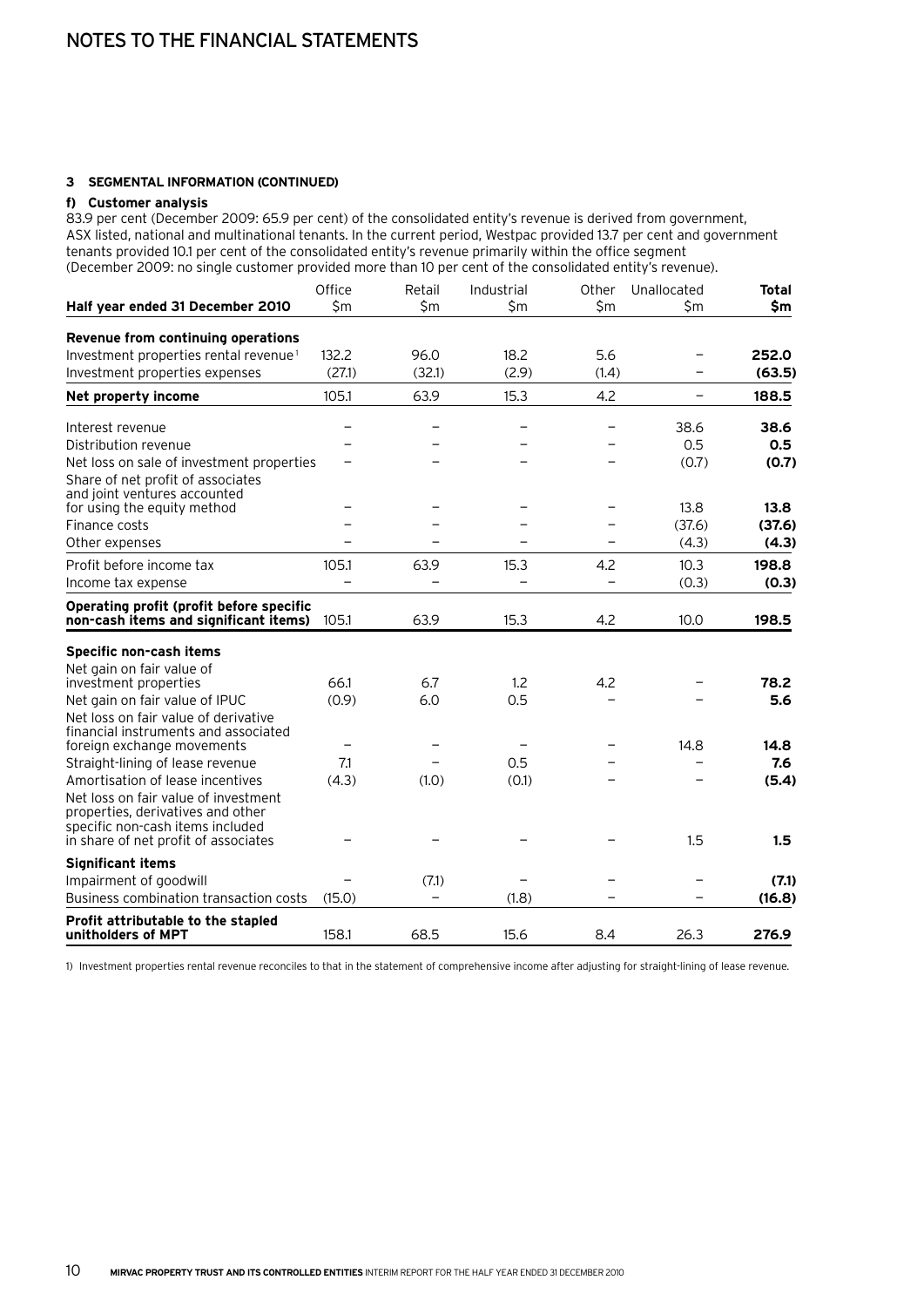### 3 SEGMENTAL INFORMATION (CONTINUED)

#### f) Customer analysis

83.9 per cent (December 2009: 65.9 per cent) of the consolidated entity's revenue is derived from government, ASX listed, national and multinational tenants. In the current period, Westpac provided 13.7 per cent and government tenants provided 10.1 per cent of the consolidated entity's revenue primarily within the office segment (December 2009: no single customer provided more than 10 per cent of the consolidated entity's revenue).

| Half year ended 31 December 2010 | Office $m | Retail $m | Industrial $m | Other $m | Unallocated $m | **Total $m** |
|---|---|---|---|---|---|---|
| **Revenue from continuing operations** | | | | | | |
| Investment properties rental revenue[1] | 132.2 | 96.0 | 18.2 | 5.6 | – | **252.0** |
| Investment properties expenses | (27.1) | (32.1) | (2.9) | (1.4) | – | **(63.5)** |
| **Net property income** | 105.1 | 63.9 | 15.3 | 4.2 | – | **188.5** |
| Interest revenue | – | – | – | – | 38.6 | **38.6** |
| Distribution revenue | – | – | – | – | 0.5 | **0.5** |
| Net loss on sale of investment properties | – | – | – | – | (0.7) | **(0.7)** |
| Share of net profit of associates and joint ventures accounted for using the equity method | – | – | – | – | 13.8 | **13.8** |
| Finance costs | – | – | – | – | (37.6) | **(37.6)** |
| Other expenses | – | – | – | – | (4.3) | **(4.3)** |
| Profit before income tax | 105.1 | 63.9 | 15.3 | 4.2 | 10.3 | **198.8** |
| Income tax expense | – | – | – | – | (0.3) | **(0.3)** |
| **Operating profit (profit before specific non-cash items and significant items)** | 105.1 | 63.9 | 15.3 | 4.2 | 10.0 | **198.5** |
| **Specific non-cash items** | | | | | | |
| Net gain on fair value of investment properties | 66.1 | 6.7 | 1.2 | 4.2 | – | **78.2** |
| Net gain on fair value of IPUC | (0.9) | 6.0 | 0.5 | – | – | **5.6** |
| Net loss on fair value of derivative financial instruments and associated foreign exchange movements | – | – | – | – | 14.8 | **14.8** |
| Straight-lining of lease revenue | 7.1 | – | 0.5 | – | – | **7.6** |
| Amortisation of lease incentives | (4.3) | (1.0) | (0.1) | – | – | **(5.4)** |
| Net loss on fair value of investment properties, derivatives and other specific non-cash items included in share of net profit of associates | – | – | – | – | 1.5 | **1.5** |
| **Significant items** | | | | | | |
| Impairment of goodwill | – | (7.1) | – | – | – | **(7.1)** |
| Business combination transaction costs | (15.0) | – | (1.8) | – | – | **(16.8)** |
| **Profit attributable to the stapled unitholders of MPT** | 158.1 | 68.5 | 15.6 | 8.4 | 26.3 | **276.9** |

1) Investment properties rental revenue reconciles to that in the statement of comprehensive income after adjusting for straight-lining of lease revenue.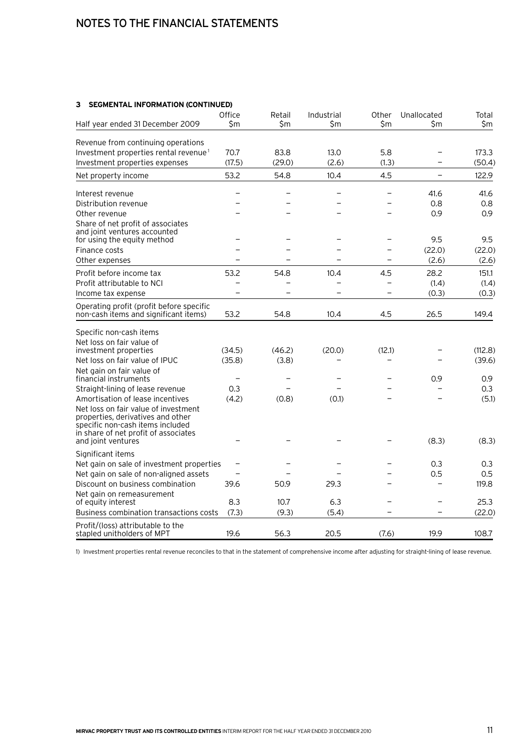## 3 SEGMENTAL INFORMATION (CONTINUED)

| Half year ended 31 December 2009 | Office $m | Retail $m | Industrial $m | Other $m | Unallocated $m | Total $m |
|---|---|---|---|---|---|---|
| Revenue from continuing operations | | | | | | |
| Investment properties rental revenue[1] | 70.7 | 83.8 | 13.0 | 5.8 | – | 173.3 |
| Investment properties expenses | (17.5) | (29.0) | (2.6) | (1.3) | – | (50.4) |
| Net property income | 53.2 | 54.8 | 10.4 | 4.5 | – | 122.9 |
| Interest revenue | – | – | – | – | 41.6 | 41.6 |
| Distribution revenue | – | – | – | – | 0.8 | 0.8 |
| Other revenue | – | – | – | – | 0.9 | 0.9 |
| Share of net profit of associates and joint ventures accounted for using the equity method | – | – | – | – | 9.5 | 9.5 |
| Finance costs | – | – | – | – | (22.0) | (22.0) |
| Other expenses | – | – | – | – | (2.6) | (2.6) |
| Profit before income tax | 53.2 | 54.8 | 10.4 | 4.5 | 28.2 | 151.1 |
| Profit attributable to NCI | – | – | – | – | (1.4) | (1.4) |
| Income tax expense | – | – | – | – | (0.3) | (0.3) |
| Operating profit (profit before specific non-cash items and significant items) | 53.2 | 54.8 | 10.4 | 4.5 | 26.5 | 149.4 |
| Specific non-cash items | | | | | | |
| Net loss on fair value of investment properties | (34.5) | (46.2) | (20.0) | (12.1) | – | (112.8) |
| Net loss on fair value of IPUC | (35.8) | (3.8) | – | – | – | (39.6) |
| Net gain on fair value of financial instruments | – | – | – | – | 0.9 | 0.9 |
| Straight-lining of lease revenue | 0.3 | – | – | – | – | 0.3 |
| Amortisation of lease incentives | (4.2) | (0.8) | (0.1) | – | – | (5.1) |
| Net loss on fair value of investment properties, derivatives and other specific non-cash items included in share of net profit of associates and joint ventures | – | – | – | – | (8.3) | (8.3) |
| Significant items | | | | | | |
| Net gain on sale of investment properties | – | – | – | – | 0.3 | 0.3 |
| Net gain on sale of non-aligned assets | – | – | – | – | 0.5 | 0.5 |
| Discount on business combination | 39.6 | 50.9 | 29.3 | – | – | 119.8 |
| Net gain on remeasurement of equity interest | 8.3 | 10.7 | 6.3 | – | – | 25.3 |
| Business combination transactions costs | (7.3) | (9.3) | (5.4) | – | – | (22.0) |
| Profit/(loss) attributable to the stapled unitholders of MPT | 19.6 | 56.3 | 20.5 | (7.6) | 19.9 | 108.7 |

1) Investment properties rental revenue reconciles to that in the statement of comprehensive income after adjusting for straight-lining of lease revenue.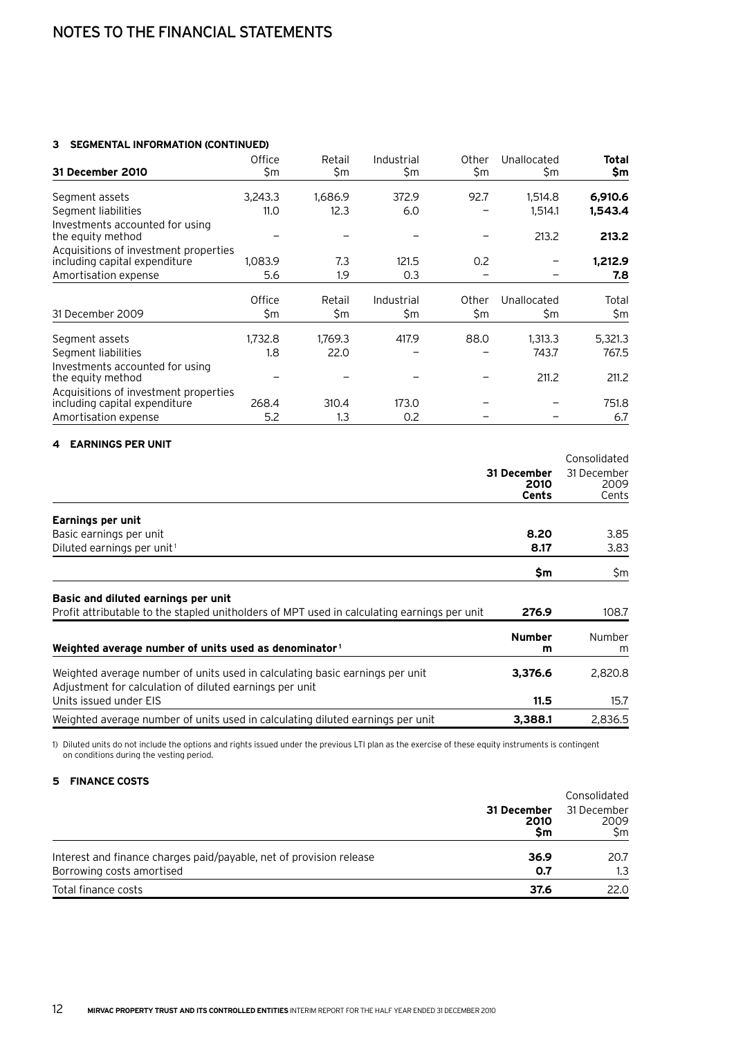# NOTES TO THE FINANCIAL STATEMENTS

### 3 SEGMENTAL INFORMATION (CONTINUED)

| **31 December 2010** | Office $m | Retail $m | Industrial $m | Other $m | Unallocated $m | **Total $m** |
|---|---|---|---|---|---|---|
| Segment assets | 3,243.3 | 1,686.9 | 372.9 | 92.7 | 1,514.8 | **6,910.6** |
| Segment liabilities | 11.0 | 12.3 | 6.0 | – | 1,514.1 | **1,543.4** |
| Investments accounted for using the equity method | – | – | – | – | 213.2 | **213.2** |
| Acquisitions of investment properties including capital expenditure | 1,083.9 | 7.3 | 121.5 | 0.2 | – | **1,212.9** |
| Amortisation expense | 5.6 | 1.9 | 0.3 | – | – | **7.8** |

| 31 December 2009 | Office $m | Retail $m | Industrial $m | Other $m | Unallocated $m | Total $m |
|---|---|---|---|---|---|---|
| Segment assets | 1,732.8 | 1,769.3 | 417.9 | 88.0 | 1,313.3 | 5,321.3 |
| Segment liabilities | 1.8 | 22.0 | – | – | 743.7 | 767.5 |
| Investments accounted for using the equity method | – | – | – | – | 211.2 | 211.2 |
| Acquisitions of investment properties including capital expenditure | 268.4 | 310.4 | 173.0 | – | – | 751.8 |
| Amortisation expense | 5.2 | 1.3 | 0.2 | – | – | 6.7 |

### 4 EARNINGS PER UNIT

| | Consolidated | |
|---|---|---|
| | **31 December 2010 Cents** | 31 December 2009 Cents |
| **Earnings per unit** | | |
| Basic earnings per unit | **8.20** | 3.85 |
| Diluted earnings per unit[1] | **8.17** | 3.83 |
| | **$m** | $m |
| **Basic and diluted earnings per unit** | | |
| Profit attributable to the stapled unitholders of MPT used in calculating earnings per unit | **276.9** | 108.7 |
| **Weighted average number of units used as denominator[1]** | **Number m** | Number m |
| Weighted average number of units used in calculating basic earnings per unit | **3,376.6** | 2,820.8 |
| Adjustment for calculation of diluted earnings per unit | | |
| Units issued under EIS | **11.5** | 15.7 |
| Weighted average number of units used in calculating diluted earnings per unit | **3,388.1** | 2,836.5 |

1) Diluted units do not include the options and rights issued under the previous LTI plan as the exercise of these equity instruments is contingent on conditions during the vesting period.

### 5 FINANCE COSTS

| | Consolidated | |
|---|---|---|
| | **31 December 2010 $m** | 31 December 2009 $m |
| Interest and finance charges paid/payable, net of provision release | **36.9** | 20.7 |
| Borrowing costs amortised | **0.7** | 1.3 |
| Total finance costs | **37.6** | 22.0 |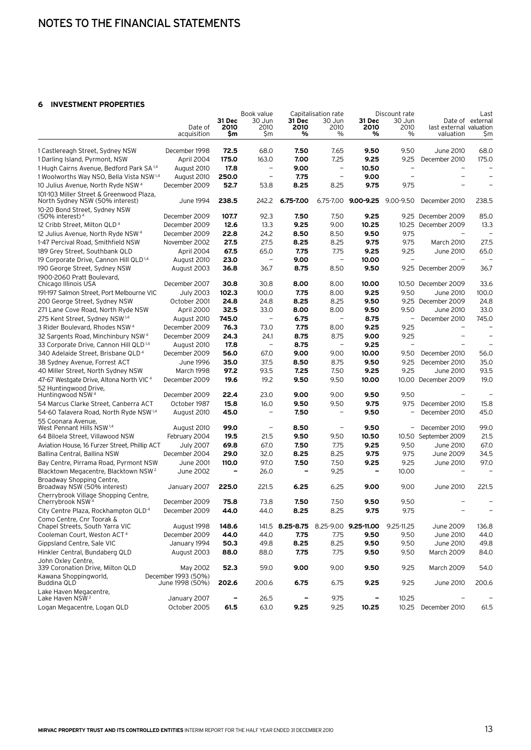## 6 INVESTMENT PROPERTIES

| | Date of acquisition | Book value 31 Dec 2010 $m | Book value 30 Jun 2010 $m | Capitalisation rate 31 Dec 2010 % | Capitalisation rate 30 Jun 2010 % | Discount rate 31 Dec 2010 % | Discount rate 30 Jun 2010 % | Date of last external valuation | Last external valuation $m |
|---|---|---|---|---|---|---|---|---|---|
| 1 Castlereagh Street, Sydney NSW | December 1998 | **72.5** | 68.0 | **7.50** | 7.65 | **9.50** | 9.50 | June 2010 | 68.0 |
| 1 Darling Island, Pyrmont, NSW | April 2004 | **175.0** | 163.0 | **7.00** | 7.25 | **9.25** | 9.25 | December 2010 | 175.0 |
| 1 Hugh Cairns Avenue, Bedford Park SA[1,4] | August 2010 | **17.8** | – | **9.00** | – | **10.50** | – | – | – |
| 1 Woolworths Way NSO, Bella Vista NSW[1,4] | August 2010 | **250.0** | – | **7.75** | – | **9.00** | – | – | – |
| 10 Julius Avenue, North Ryde NSW[4] | December 2009 | **52.7** | 53.8 | **8.25** | 8.25 | **9.75** | 9.75 | – | – |
| 101-103 Miller Street & Greenwood Plaza, North Sydney NSW (50% interest) | June 1994 | **238.5** | 242.2 | **6.75-7.00** | 6.75-7.00 | **9.00-9.25** | 9.00-9.50 | December 2010 | 238.5 |
| 10-20 Bond Street, Sydney NSW (50% interest)[4] | December 2009 | **107.7** | 92.3 | **7.50** | 7.50 | **9.25** | 9.25 | December 2009 | 85.0 |
| 12 Cribb Street, Milton QLD[4] | December 2009 | **12.6** | 13.3 | **9.25** | 9.00 | **10.25** | 10.25 | December 2009 | 13.3 |
| 12 Julius Avenue, North Ryde NSW[4] | December 2009 | **22.8** | 24.2 | **8.50** | 8.50 | **9.50** | 9.75 | – | – |
| 1-47 Percival Road, Smithfield NSW | November 2002 | **27.5** | 27.5 | **8.25** | 8.25 | **9.75** | 9.75 | March 2010 | 27.5 |
| 189 Grey Street, Southbank QLD | April 2004 | **67.5** | 65.0 | **7.75** | 7.75 | **9.25** | 9.25 | June 2010 | 65.0 |
| 19 Corporate Drive, Cannon Hill QLD[1,4] | August 2010 | **23.0** | – | **9.00** | – | **10.00** | – | – | – |
| 190 George Street, Sydney NSW | August 2003 | **36.8** | 36.7 | **8.75** | 8.50 | **9.50** | 9.25 | December 2009 | 36.7 |
| 1900-2060 Pratt Boulevard, Chicago Illinois USA | December 2007 | **30.8** | 30.8 | **8.00** | 8.00 | **10.00** | 10.50 | December 2009 | 33.6 |
| 191-197 Salmon Street, Port Melbourne VIC | July 2003 | **102.3** | 100.0 | **7.75** | 8.00 | **9.25** | 9.50 | June 2010 | 100.0 |
| 200 George Street, Sydney NSW | October 2001 | **24.8** | 24.8 | **8.25** | 8.25 | **9.50** | 9.25 | December 2009 | 24.8 |
| 271 Lane Cove Road, North Ryde NSW | April 2000 | **32.5** | 33.0 | **8.00** | 8.00 | **9.50** | 9.50 | June 2010 | 33.0 |
| 275 Kent Street, Sydney NSW[1,4] | August 2010 | **745.0** | – | **6.75** | – | **8.75** | – | December 2010 | 745.0 |
| 3 Rider Boulevard, Rhodes NSW[4] | December 2009 | **76.3** | 73.0 | **7.75** | 8.00 | **9.25** | 9.25 | – | – |
| 32 Sargents Road, Minchinbury NSW[4] | December 2009 | **24.3** | 24.1 | **8.75** | 8.75 | **9.00** | 9.25 | – | – |
| 33 Corporate Drive, Cannon Hill QLD[1,4] | August 2010 | **17.8** | – | **8.75** | – | **9.25** | – | – | – |
| 340 Adelaide Street, Brisbane QLD[4] | December 2009 | **56.0** | 67.0 | **9.00** | 9.00 | **10.00** | 9.50 | December 2010 | 56.0 |
| 38 Sydney Avenue, Forrest ACT | June 1996 | **35.0** | 37.5 | **8.50** | 8.75 | **9.50** | 9.25 | December 2010 | 35.0 |
| 40 Miller Street, North Sydney NSW | March 1998 | **97.2** | 93.5 | **7.25** | 7.50 | **9.25** | 9.25 | June 2010 | 93.5 |
| 47-67 Westgate Drive, Altona North VIC[4] | December 2009 | **19.6** | 19.2 | **9.50** | 9.50 | **10.00** | 10.00 | December 2009 | 19.0 |
| 52 Huntingwood Drive, Huntingwood NSW[4] | December 2009 | **22.4** | 23.0 | **9.00** | 9.00 | **9.50** | 9.50 | – | – |
| 54 Marcus Clarke Street, Canberra ACT | October 1987 | **15.8** | 16.0 | **9.50** | 9.50 | **9.75** | 9.75 | December 2010 | 15.8 |
| 54-60 Talavera Road, North Ryde NSW[1,4] | August 2010 | **45.0** | – | **7.50** | – | **9.50** | – | December 2010 | 45.0 |
| 55 Coonara Avenue, West Pennant Hills NSW[1,4] | August 2010 | **99.0** | – | **8.50** | – | **9.50** | – | December 2010 | 99.0 |
| 64 Biloela Street, Villawood NSW | February 2004 | **19.5** | 21.5 | **9.50** | 9.50 | **10.50** | 10.50 | September 2009 | 21.5 |
| Aviation House, 16 Furzer Street, Phillip ACT | July 2007 | **69.8** | 67.0 | **7.50** | 7.75 | **9.25** | 9.50 | June 2010 | 67.0 |
| Ballina Central, Ballina NSW | December 2004 | **29.0** | 32.0 | **8.25** | 8.25 | **9.75** | 9.75 | June 2009 | 34.5 |
| Bay Centre, Pirrama Road, Pyrmont NSW | June 2001 | **110.0** | 97.0 | **7.50** | 7.50 | **9.25** | 9.25 | June 2010 | 97.0 |
| Blacktown Megacentre, Blacktown NSW[2] | June 2002 | **–** | 26.0 | **–** | 9.25 | **–** | 10.00 | – | – |
| Broadway Shopping Centre, Broadway NSW (50% interest) | January 2007 | **225.0** | 221.5 | **6.25** | 6.25 | **9.00** | 9.00 | June 2010 | 221.5 |
| Cherrybrook Village Shopping Centre, Cherrybrook NSW[4] | December 2009 | **75.8** | 73.8 | **7.50** | 7.50 | **9.50** | 9.50 | – | – |
| City Centre Plaza, Rockhampton QLD[4] | December 2009 | **44.0** | 44.0 | **8.25** | 8.25 | **9.75** | 9.75 | – | – |
| Como Centre, Cnr Toorak & Chapel Streets, South Yarra VIC | August 1998 | **148.6** | 141.5 | **8.25-8.75** | 8.25-9.00 | **9.25-11.00** | 9.25-11.25 | June 2009 | 136.8 |
| Cooleman Court, Weston ACT[4] | December 2009 | **44.0** | 44.0 | **7.75** | 7.75 | **9.50** | 9.50 | June 2010 | 44.0 |
| Gippsland Centre, Sale VIC | January 1994 | **50.3** | 49.8 | **8.25** | 8.25 | **9.50** | 9.50 | June 2010 | 49.8 |
| Hinkler Central, Bundaberg QLD | August 2003 | **88.0** | 88.0 | **7.75** | 7.75 | **9.50** | 9.50 | March 2009 | 84.0 |
| John Oxley Centre, 339 Coronation Drive, Milton QLD | May 2002 | **52.3** | 59.0 | **9.00** | 9.00 | **9.50** | 9.25 | March 2009 | 54.0 |
| Kawana Shoppingworld, Buddina QLD | December 1993 (50%) June 1998 (50%) | **202.6** | 200.6 | **6.75** | 6.75 | **9.25** | 9.25 | June 2010 | 200.6 |
| Lake Haven Megacentre, Lake Haven NSW[3] | January 2007 | **–** | 26.5 | **–** | 9.75 | **–** | 10.25 | – | – |
| Logan Megacentre, Logan QLD | October 2005 | **61.5** | 63.0 | **9.25** | 9.25 | **10.25** | 10.25 | December 2010 | 61.5 |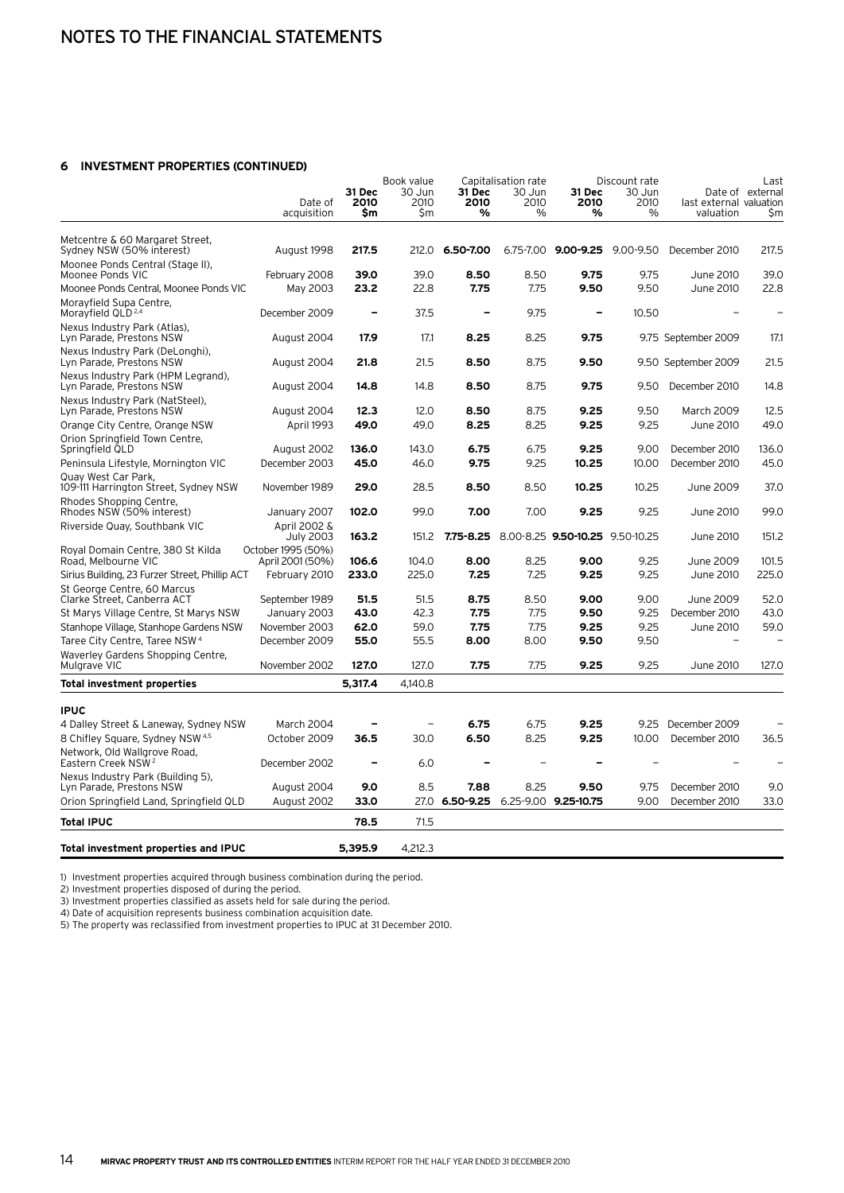### 6 INVESTMENT PROPERTIES (CONTINUED)

| | Date of acquisition | Book value 31 Dec 2010 $m | Book value 30 Jun 2010 $m | Capitalisation rate 31 Dec 2010 % | Capitalisation rate 30 Jun 2010 % | Discount rate 31 Dec 2010 % | Discount rate 30 Jun 2010 % | Date of last external valuation | Last external valuation $m |
|---|---|---|---|---|---|---|---|---|---|
| Metcentre & 60 Margaret Street, Sydney NSW (50% interest) | August 1998 | **217.5** | 212.0 | **6.50-7.00** | 6.75-7.00 | **9.00-9.25** | 9.00-9.50 | December 2010 | 217.5 |
| Moonee Ponds Central (Stage II), Moonee Ponds VIC | February 2008 | **39.0** | 39.0 | **8.50** | 8.50 | **9.75** | 9.75 | June 2010 | 39.0 |
| Moonee Ponds Central, Moonee Ponds VIC | May 2003 | **23.2** | 22.8 | **7.75** | 7.75 | **9.50** | 9.50 | June 2010 | 22.8 |
| Morayfield Supa Centre, Morayfield QLD [2,4] | December 2009 | **–** | 37.5 | **–** | 9.75 | **–** | 10.50 | – | – |
| Nexus Industry Park (Atlas), Lyn Parade, Prestons NSW | August 2004 | **17.9** | 17.1 | **8.25** | 8.25 | **9.75** | 9.75 | September 2009 | 17.1 |
| Nexus Industry Park (DeLonghi), Lyn Parade, Prestons NSW | August 2004 | **21.8** | 21.5 | **8.50** | 8.75 | **9.50** | 9.50 | September 2009 | 21.5 |
| Nexus Industry Park (HPM Legrand), Lyn Parade, Prestons NSW | August 2004 | **14.8** | 14.8 | **8.50** | 8.75 | **9.75** | 9.50 | December 2010 | 14.8 |
| Nexus Industry Park (NatSteel), Lyn Parade, Prestons NSW | August 2004 | **12.3** | 12.0 | **8.50** | 8.75 | **9.25** | 9.50 | March 2009 | 12.5 |
| Orange City Centre, Orange NSW | April 1993 | **49.0** | 49.0 | **8.25** | 8.25 | **9.25** | 9.25 | June 2010 | 49.0 |
| Orion Springfield Town Centre, Springfield QLD | August 2002 | **136.0** | 143.0 | **6.75** | 6.75 | **9.25** | 9.00 | December 2010 | 136.0 |
| Peninsula Lifestyle, Mornington VIC | December 2003 | **45.0** | 46.0 | **9.75** | 9.25 | **10.25** | 10.00 | December 2010 | 45.0 |
| Quay West Car Park, 109-111 Harrington Street, Sydney NSW | November 1989 | **29.0** | 28.5 | **8.50** | 8.50 | **10.25** | 10.25 | June 2009 | 37.0 |
| Rhodes Shopping Centre, Rhodes NSW (50% interest) | January 2007 | **102.0** | 99.0 | **7.00** | 7.00 | **9.25** | 9.25 | June 2010 | 99.0 |
| Riverside Quay, Southbank VIC | April 2002 & July 2003 | **163.2** | 151.2 | **7.75-8.25** | 8.00-8.25 | **9.50-10.25** | 9.50-10.25 | June 2010 | 151.2 |
| Royal Domain Centre, 380 St Kilda Road, Melbourne VIC | October 1995 (50%) April 2001 (50%) | **106.6** | 104.0 | **8.00** | 8.25 | **9.00** | 9.25 | June 2009 | 101.5 |
| Sirius Building, 23 Furzer Street, Phillip ACT | February 2010 | **233.0** | 225.0 | **7.25** | 7.25 | **9.25** | 9.25 | June 2010 | 225.0 |
| St George Centre, 60 Marcus Clarke Street, Canberra ACT | September 1989 | **51.5** | 51.5 | **8.75** | 8.50 | **9.00** | 9.00 | June 2009 | 52.0 |
| St Marys Village Centre, St Marys NSW | January 2003 | **43.0** | 42.3 | **7.75** | 7.75 | **9.50** | 9.25 | December 2010 | 43.0 |
| Stanhope Village, Stanhope Gardens NSW | November 2003 | **62.0** | 59.0 | **7.75** | 7.75 | **9.25** | 9.25 | June 2010 | 59.0 |
| Taree City Centre, Taree NSW [4] | December 2009 | **55.0** | 55.5 | **8.00** | 8.00 | **9.50** | 9.50 | – | – |
| Waverley Gardens Shopping Centre, Mulgrave VIC | November 2002 | **127.0** | 127.0 | **7.75** | 7.75 | **9.25** | 9.25 | June 2010 | 127.0 |
| **Total investment properties** | | **5,317.4** | 4,140.8 | | | | | | |
| **IPUC** | | | | | | | | | |
| 4 Dalley Street & Laneway, Sydney NSW | March 2004 | **–** | – | **6.75** | 6.75 | **9.25** | 9.25 | December 2009 | – |
| 8 Chifley Square, Sydney NSW [4,5] | October 2009 | **36.5** | 30.0 | **6.50** | 8.25 | **9.25** | 10.00 | December 2010 | 36.5 |
| Network, Old Wallgrove Road, Eastern Creek NSW [2] | December 2002 | **–** | 6.0 | **–** | – | **–** | – | – | – |
| Nexus Industry Park (Building 5), Lyn Parade, Prestons NSW | August 2004 | **9.0** | 8.5 | **7.88** | 8.25 | **9.50** | 9.75 | December 2010 | 9.0 |
| Orion Springfield Land, Springfield QLD | August 2002 | **33.0** | 27.0 | **6.50-9.25** | 6.25-9.00 | **9.25-10.75** | 9.00 | December 2010 | 33.0 |
| **Total IPUC** | | **78.5** | 71.5 | | | | | | |
| **Total investment properties and IPUC** | | **5,395.9** | 4,212.3 | | | | | | |

1) Investment properties acquired through business combination during the period.
2) Investment properties disposed of during the period.
3) Investment properties classified as assets held for sale during the period.
4) Date of acquisition represents business combination acquisition date.
5) The property was reclassified from investment properties to IPUC at 31 December 2010.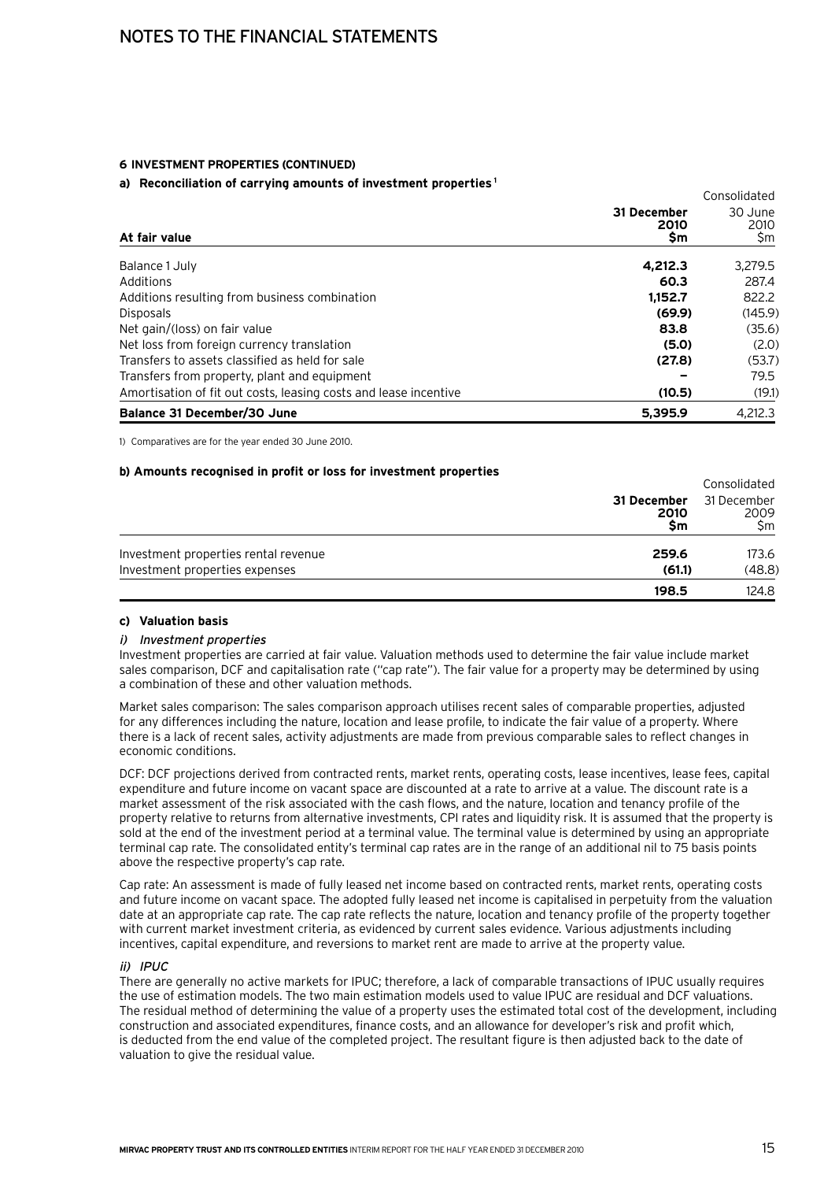# NOTES TO THE FINANCIAL STATEMENTS

#### 6 INVESTMENT PROPERTIES (CONTINUED)

#### a) Reconciliation of carrying amounts of investment properties[1]

| At fair value | Consolidated 31 December 2010 $m | Consolidated 30 June 2010 $m |
|---|---|---|
| Balance 1 July | **4,212.3** | 3,279.5 |
| Additions | **60.3** | 287.4 |
| Additions resulting from business combination | **1,152.7** | 822.2 |
| Disposals | **(69.9)** | (145.9) |
| Net gain/(loss) on fair value | **83.8** | (35.6) |
| Net loss from foreign currency translation | **(5.0)** | (2.0) |
| Transfers to assets classified as held for sale | **(27.8)** | (53.7) |
| Transfers from property, plant and equipment | **–** | 79.5 |
| Amortisation of fit out costs, leasing costs and lease incentive | **(10.5)** | (19.1) |
| **Balance 31 December/30 June** | **5,395.9** | 4,212.3 |

1) Comparatives are for the year ended 30 June 2010.

#### b) Amounts recognised in profit or loss for investment properties

| | Consolidated 31 December 2010 $m | Consolidated 31 December 2009 $m |
|---|---|---|
| Investment properties rental revenue | **259.6** | 173.6 |
| Investment properties expenses | **(61.1)** | (48.8) |
| | **198.5** | 124.8 |

#### c) Valuation basis

##### *i) Investment properties*

Investment properties are carried at fair value. Valuation methods used to determine the fair value include market sales comparison, DCF and capitalisation rate ("cap rate"). The fair value for a property may be determined by using a combination of these and other valuation methods.

Market sales comparison: The sales comparison approach utilises recent sales of comparable properties, adjusted for any differences including the nature, location and lease profile, to indicate the fair value of a property. Where there is a lack of recent sales, activity adjustments are made from previous comparable sales to reflect changes in economic conditions.

DCF: DCF projections derived from contracted rents, market rents, operating costs, lease incentives, lease fees, capital expenditure and future income on vacant space are discounted at a rate to arrive at a value. The discount rate is a market assessment of the risk associated with the cash flows, and the nature, location and tenancy profile of the property relative to returns from alternative investments, CPI rates and liquidity risk. It is assumed that the property is sold at the end of the investment period at a terminal value. The terminal value is determined by using an appropriate terminal cap rate. The consolidated entity's terminal cap rates are in the range of an additional nil to 75 basis points above the respective property's cap rate.

Cap rate: An assessment is made of fully leased net income based on contracted rents, market rents, operating costs and future income on vacant space. The adopted fully leased net income is capitalised in perpetuity from the valuation date at an appropriate cap rate. The cap rate reflects the nature, location and tenancy profile of the property together with current market investment criteria, as evidenced by current sales evidence. Various adjustments including incentives, capital expenditure, and reversions to market rent are made to arrive at the property value.

##### *ii) IPUC*

There are generally no active markets for IPUC; therefore, a lack of comparable transactions of IPUC usually requires the use of estimation models. The two main estimation models used to value IPUC are residual and DCF valuations. The residual method of determining the value of a property uses the estimated total cost of the development, including construction and associated expenditures, finance costs, and an allowance for developer's risk and profit which, is deducted from the end value of the completed project. The resultant figure is then adjusted back to the date of valuation to give the residual value.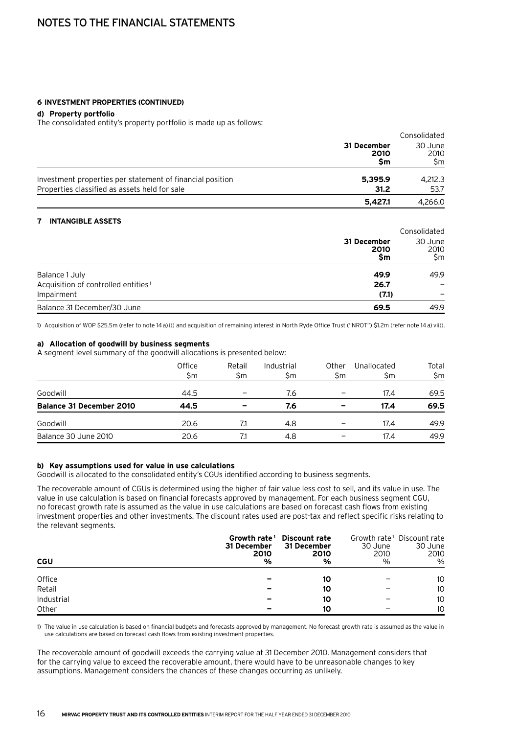# NOTES TO THE FINANCIAL STATEMENTS

### 6 INVESTMENT PROPERTIES (CONTINUED)

**d) Property portfolio**

The consolidated entity's property portfolio is made up as follows:

| | Consolidated | |
|---|---|---|
| | **31 December 2010 $m** | 30 June 2010 $m |
| Investment properties per statement of financial position | **5,395.9** | 4,212.3 |
| Properties classified as assets held for sale | **31.2** | 53.7 |
| | **5,427.1** | 4,266.0 |

### 7 INTANGIBLE ASSETS

| | Consolidated | |
|---|---|---|
| | **31 December 2010 $m** | 30 June 2010 $m |
| Balance 1 July | **49.9** | 49.9 |
| Acquisition of controlled entities[1] | **26.7** | – |
| Impairment | **(7.1)** | – |
| Balance 31 December/30 June | **69.5** | 49.9 |

1) Acquisition of WOP $25.5m (refer to note 14 a) i)) and acquisition of remaining interest in North Ryde Office Trust ("NROT") $1.2m (refer note 14 a) vii)).

**a) Allocation of goodwill by business segments**

A segment level summary of the goodwill allocations is presented below:

| | Office $m | Retail $m | Industrial $m | Other $m | Unallocated $m | Total $m |
|---|---|---|---|---|---|---|
| Goodwill | 44.5 | – | 7.6 | – | 17.4 | 69.5 |
| **Balance 31 December 2010** | **44.5** | **–** | **7.6** | **–** | **17.4** | **69.5** |
| Goodwill | 20.6 | 7.1 | 4.8 | – | 17.4 | 49.9 |
| Balance 30 June 2010 | 20.6 | 7.1 | 4.8 | – | 17.4 | 49.9 |

**b) Key assumptions used for value in use calculations**

Goodwill is allocated to the consolidated entity's CGUs identified according to business segments.

The recoverable amount of CGUs is determined using the higher of fair value less cost to sell, and its value in use. The value in use calculation is based on financial forecasts approved by management. For each business segment CGU, no forecast growth rate is assumed as the value in use calculations are based on forecast cash flows from existing investment properties and other investments. The discount rates used are post-tax and reflect specific risks relating to the relevant segments.

| CGU | **Growth rate[1] 31 December 2010 %** | **Discount rate 31 December 2010 %** | Growth rate[1] 30 June 2010 % | Discount rate 30 June 2010 % |
|---|---|---|---|---|
| Office | **–** | **10** | – | 10 |
| Retail | **–** | **10** | – | 10 |
| Industrial | **–** | **10** | – | 10 |
| Other | **–** | **10** | – | 10 |

1) The value in use calculation is based on financial budgets and forecasts approved by management. No forecast growth rate is assumed as the value in use calculations are based on forecast cash flows from existing investment properties.

The recoverable amount of goodwill exceeds the carrying value at 31 December 2010. Management considers that for the carrying value to exceed the recoverable amount, there would have to be unreasonable changes to key assumptions. Management considers the chances of these changes occurring as unlikely.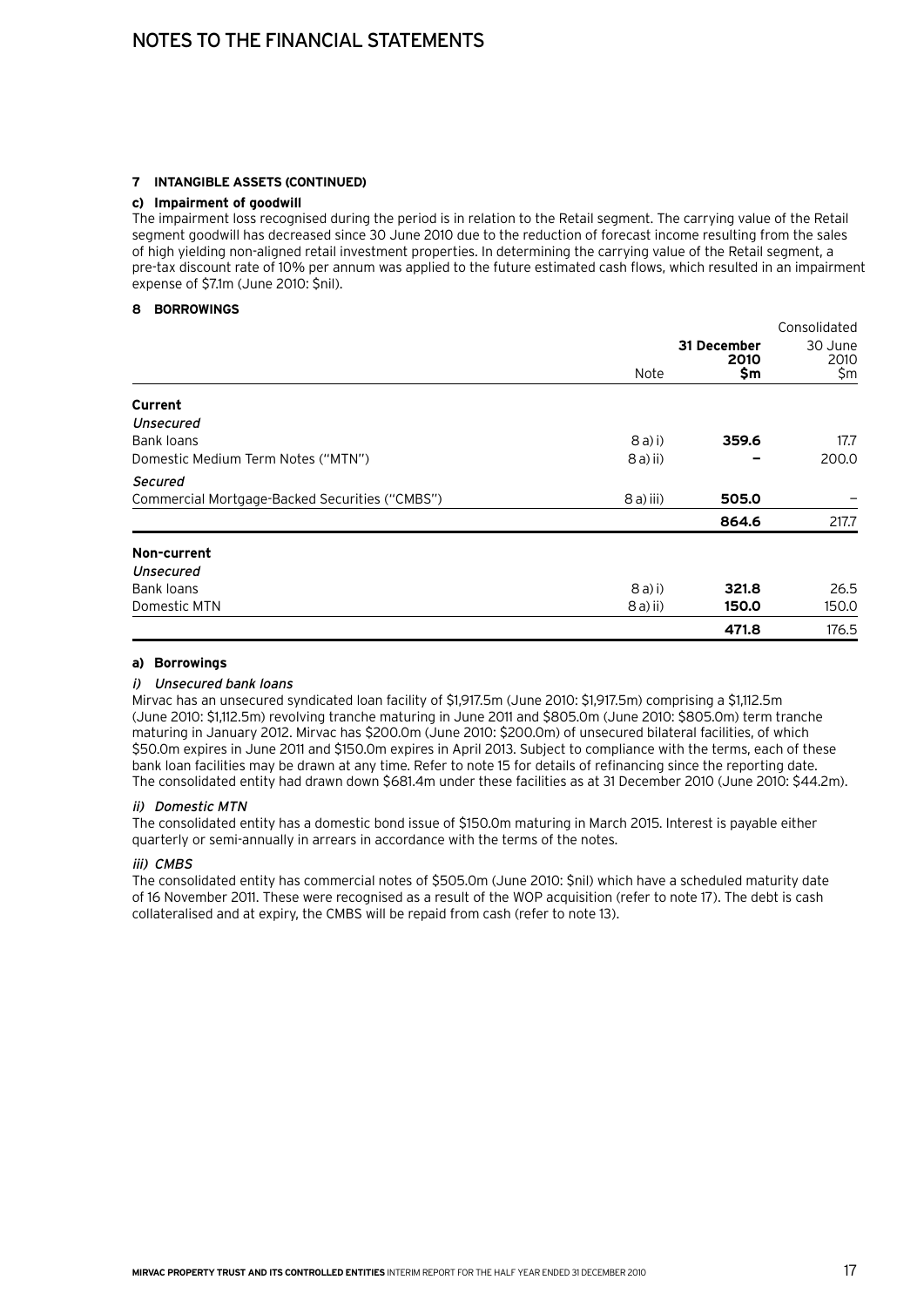## 7 INTANGIBLE ASSETS (CONTINUED)

### c) Impairment of goodwill

The impairment loss recognised during the period is in relation to the Retail segment. The carrying value of the Retail segment goodwill has decreased since 30 June 2010 due to the reduction of forecast income resulting from the sales of high yielding non-aligned retail investment properties. In determining the carrying value of the Retail segment, a pre-tax discount rate of 10% per annum was applied to the future estimated cash flows, which resulted in an impairment expense of $7.1m (June 2010: $nil).

## 8 BORROWINGS

| | | Consolidated | |
|---|---|---|---|
| | Note | **31 December 2010 $m** | 30 June 2010 $m |
| **Current** | | | |
| *Unsecured* | | | |
| Bank loans | 8 a) i) | **359.6** | 17.7 |
| Domestic Medium Term Notes ("MTN") | 8 a) ii) | **–** | 200.0 |
| *Secured* | | | |
| Commercial Mortgage-Backed Securities ("CMBS") | 8 a) iii) | **505.0** | – |
| | | **864.6** | 217.7 |
| **Non-current** | | | |
| *Unsecured* | | | |
| Bank loans | 8 a) i) | **321.8** | 26.5 |
| Domestic MTN | 8 a) ii) | **150.0** | 150.0 |
| | | **471.8** | 176.5 |

### a) Borrowings

#### *i) Unsecured bank loans*

Mirvac has an unsecured syndicated loan facility of $1,917.5m (June 2010: $1,917.5m) comprising a $1,112.5m (June 2010: $1,112.5m) revolving tranche maturing in June 2011 and $805.0m (June 2010: $805.0m) term tranche maturing in January 2012. Mirvac has $200.0m (June 2010: $200.0m) of unsecured bilateral facilities, of which $50.0m expires in June 2011 and $150.0m expires in April 2013. Subject to compliance with the terms, each of these bank loan facilities may be drawn at any time. Refer to note 15 for details of refinancing since the reporting date. The consolidated entity had drawn down $681.4m under these facilities as at 31 December 2010 (June 2010: $44.2m).

#### *ii) Domestic MTN*

The consolidated entity has a domestic bond issue of $150.0m maturing in March 2015. Interest is payable either quarterly or semi-annually in arrears in accordance with the terms of the notes.

#### *iii) CMBS*

The consolidated entity has commercial notes of $505.0m (June 2010: $nil) which have a scheduled maturity date of 16 November 2011. These were recognised as a result of the WOP acquisition (refer to note 17). The debt is cash collateralised and at expiry, the CMBS will be repaid from cash (refer to note 13).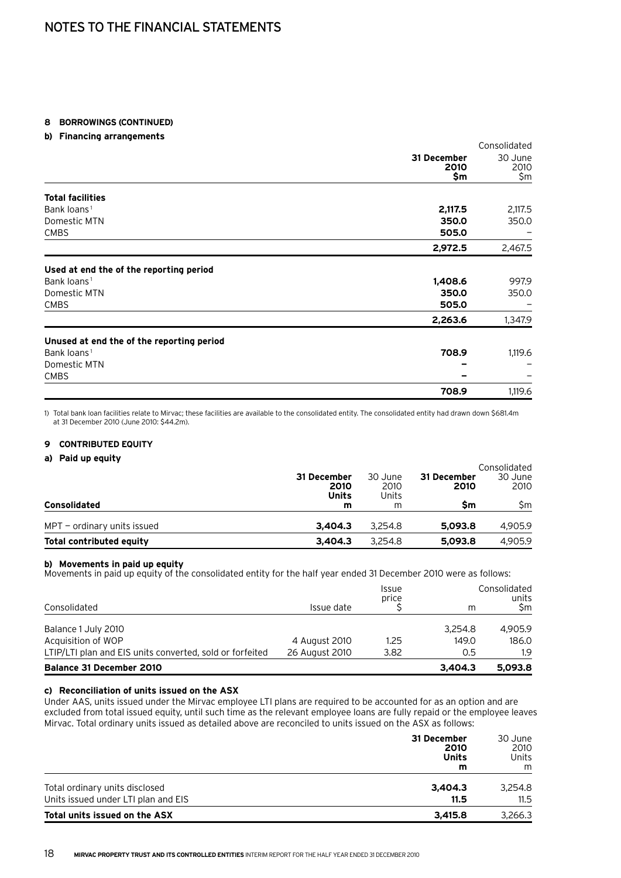# NOTES TO THE FINANCIAL STATEMENTS

## 8 BORROWINGS (CONTINUED)

### b) Financing arrangements

| | Consolidated | |
|---|---|---|
| | **31 December 2010 $m** | 30 June 2010 $m |
| **Total facilities** | | |
| Bank loans[1] | **2,117.5** | 2,117.5 |
| Domestic MTN | **350.0** | 350.0 |
| CMBS | **505.0** | – |
| | **2,972.5** | 2,467.5 |
| **Used at end the of the reporting period** | | |
| Bank loans[1] | **1,408.6** | 997.9 |
| Domestic MTN | **350.0** | 350.0 |
| CMBS | **505.0** | – |
| | **2,263.6** | 1,347.9 |
| **Unused at end the of the reporting period** | | |
| Bank loans[1] | **708.9** | 1,119.6 |
| Domestic MTN | **–** | – |
| CMBS | **–** | – |
| | **708.9** | 1,119.6 |

1) Total bank loan facilities relate to Mirvac; these facilities are available to the consolidated entity. The consolidated entity had drawn down $681.4m at 31 December 2010 (June 2010: $44.2m).

## 9 CONTRIBUTED EQUITY

### a) Paid up equity

| | | | Consolidated | |
|---|---|---|---|---|
| **Consolidated** | **31 December 2010 Units m** | 30 June 2010 Units m | **31 December 2010 $m** | 30 June 2010 $m |
| MPT – ordinary units issued | **3,404.3** | 3,254.8 | **5,093.8** | 4,905.9 |
| **Total contributed equity** | **3,404.3** | 3,254.8 | **5,093.8** | 4,905.9 |

### b) Movements in paid up equity

Movements in paid up equity of the consolidated entity for the half year ended 31 December 2010 were as follows:

| Consolidated | Issue date | Issue price $ | m | Consolidated units $m |
|---|---|---|---|---|
| Balance 1 July 2010 | | | 3,254.8 | 4,905.9 |
| Acquisition of WOP | 4 August 2010 | 1.25 | 149.0 | 186.0 |
| LTIP/LTI plan and EIS units converted, sold or forfeited | 26 August 2010 | 3.82 | 0.5 | 1.9 |
| **Balance 31 December 2010** | | | **3,404.3** | **5,093.8** |

### c) Reconciliation of units issued on the ASX

Under AAS, units issued under the Mirvac employee LTI plans are required to be accounted for as an option and are excluded from total issued equity, until such time as the relevant employee loans are fully repaid or the employee leaves Mirvac. Total ordinary units issued as detailed above are reconciled to units issued on the ASX as follows:

| | **31 December 2010 Units m** | 30 June 2010 Units m |
|---|---|---|
| Total ordinary units disclosed | **3,404.3** | 3,254.8 |
| Units issued under LTI plan and EIS | **11.5** | 11.5 |
| **Total units issued on the ASX** | **3,415.8** | 3,266.3 |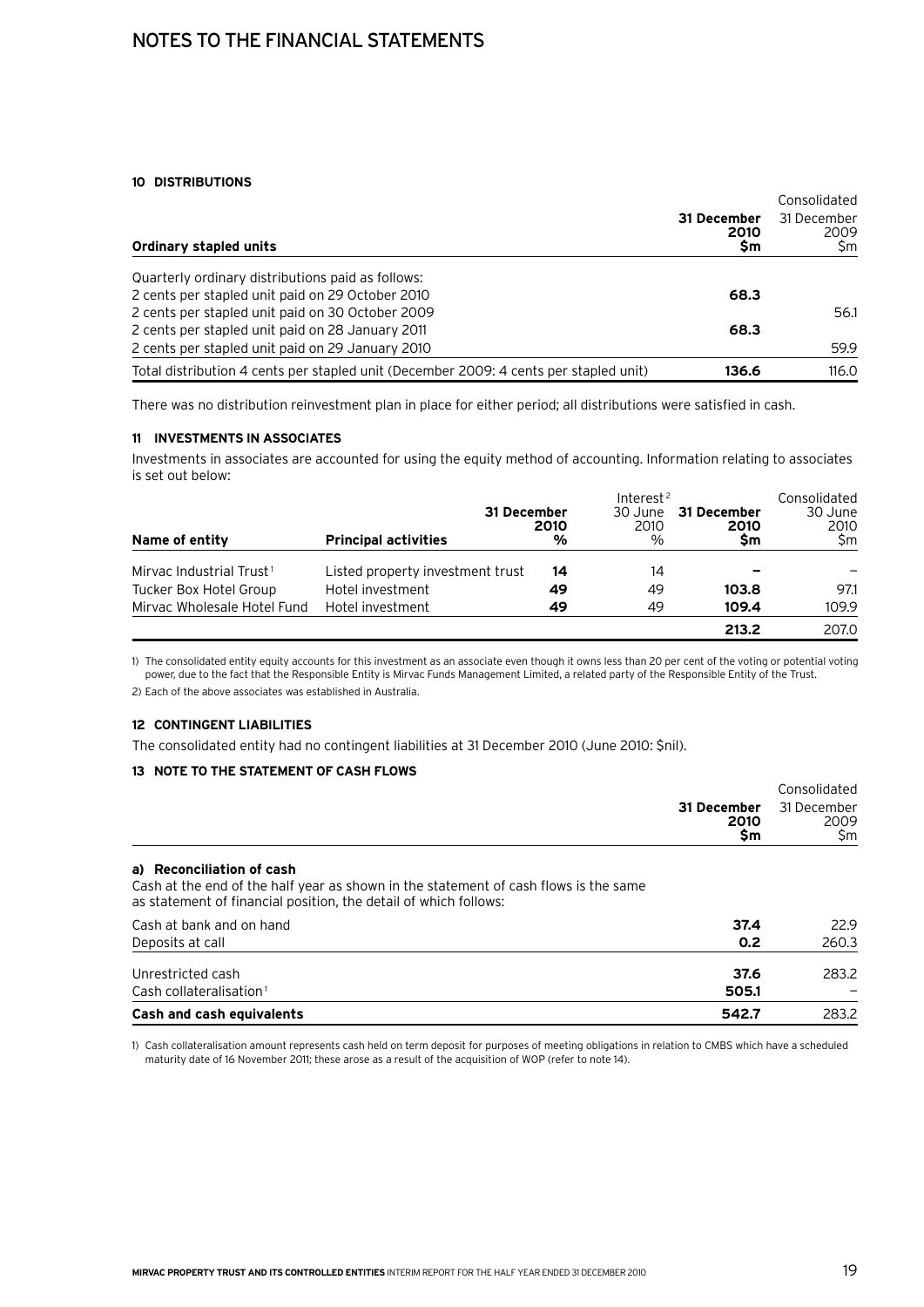# NOTES TO THE FINANCIAL STATEMENTS

## 10 DISTRIBUTIONS

| Ordinary stapled units | | Consolidated |
|---|---|---|
| | **31 December 2010 $m** | 31 December 2009 $m |
| Quarterly ordinary distributions paid as follows: | | |
| 2 cents per stapled unit paid on 29 October 2010 | **68.3** | |
| 2 cents per stapled unit paid on 30 October 2009 | | 56.1 |
| 2 cents per stapled unit paid on 28 January 2011 | **68.3** | |
| 2 cents per stapled unit paid on 29 January 2010 | | 59.9 |
| Total distribution 4 cents per stapled unit (December 2009: 4 cents per stapled unit) | **136.6** | 116.0 |

There was no distribution reinvestment plan in place for either period; all distributions were satisfied in cash.

## 11 INVESTMENTS IN ASSOCIATES

Investments in associates are accounted for using the equity method of accounting. Information relating to associates is set out below:

| Name of entity | Principal activities | Interest[2] | | Consolidated | |
|---|---|---|---|---|---|
| | | **31 December 2010 %** | 30 June 2010 % | **31 December 2010 $m** | 30 June 2010 $m |
| Mirvac Industrial Trust[1] | Listed property investment trust | **14** | 14 | **–** | – |
| Tucker Box Hotel Group | Hotel investment | **49** | 49 | **103.8** | 97.1 |
| Mirvac Wholesale Hotel Fund | Hotel investment | **49** | 49 | **109.4** | 109.9 |
| | | | | **213.2** | 207.0 |

1) The consolidated entity equity accounts for this investment as an associate even though it owns less than 20 per cent of the voting or potential voting power, due to the fact that the Responsible Entity is Mirvac Funds Management Limited, a related party of the Responsible Entity of the Trust.

2) Each of the above associates was established in Australia.

## 12 CONTINGENT LIABILITIES

The consolidated entity had no contingent liabilities at 31 December 2010 (June 2010: $nil).

## 13 NOTE TO THE STATEMENT OF CASH FLOWS

| | | Consolidated |
|---|---|---|
| | **31 December 2010 $m** | 31 December 2009 $m |
| **a) Reconciliation of cash** | | |
| Cash at the end of the half year as shown in the statement of cash flows is the same as statement of financial position, the detail of which follows: | | |
| Cash at bank and on hand | **37.4** | 22.9 |
| Deposits at call | **0.2** | 260.3 |
| Unrestricted cash | **37.6** | 283.2 |
| Cash collateralisation[1] | **505.1** | – |
| **Cash and cash equivalents** | **542.7** | 283.2 |

1) Cash collateralisation amount represents cash held on term deposit for purposes of meeting obligations in relation to CMBS which have a scheduled maturity date of 16 November 2011; these arose as a result of the acquisition of WOP (refer to note 14).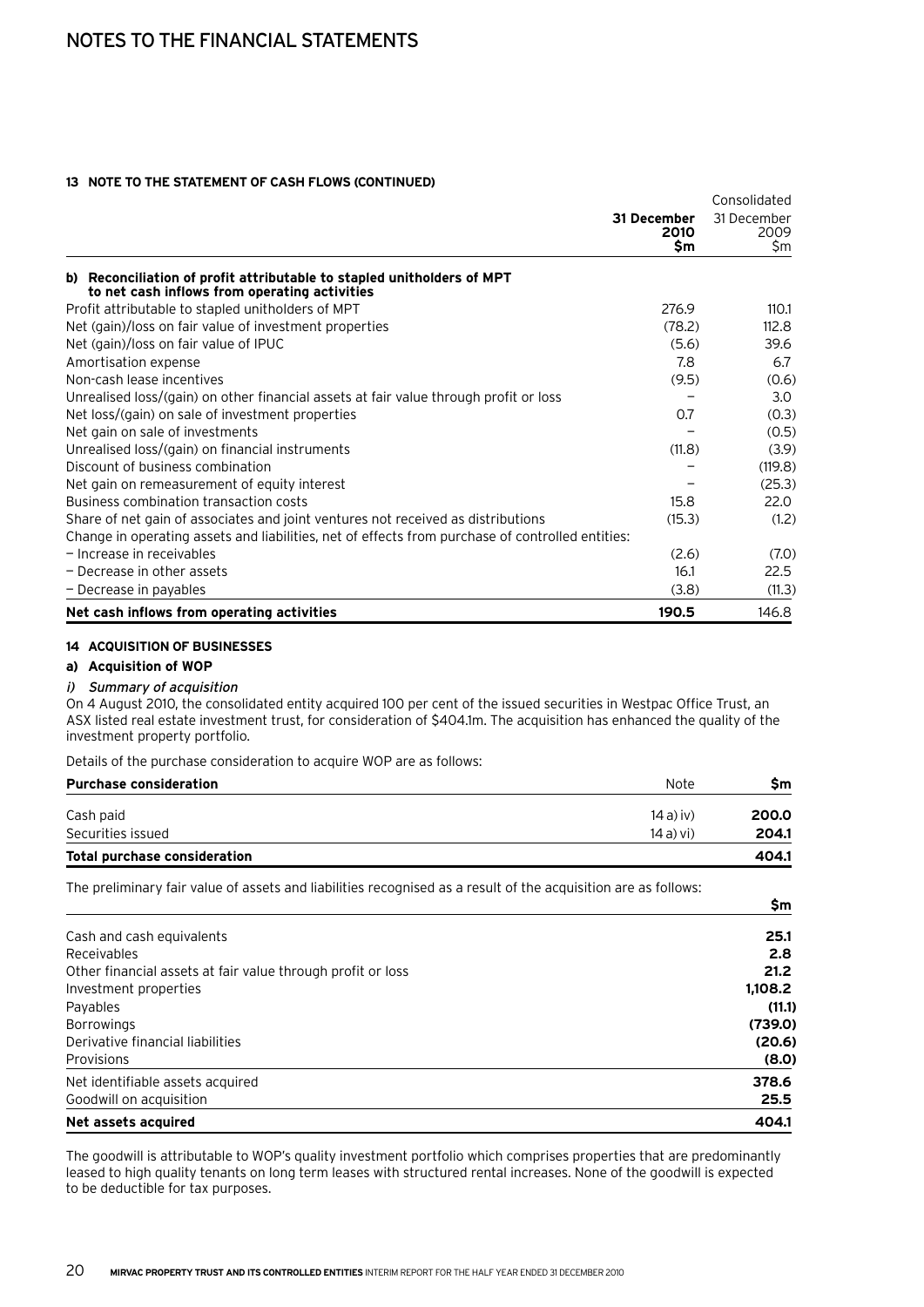# NOTES TO THE FINANCIAL STATEMENTS

### 13 NOTE TO THE STATEMENT OF CASH FLOWS (CONTINUED)

| | 31 December 2010 $m | Consolidated 31 December 2009 $m |
|---|---|---|
| **b) Reconciliation of profit attributable to stapled unitholders of MPT to net cash inflows from operating activities** | | |
| Profit attributable to stapled unitholders of MPT | 276.9 | 110.1 |
| Net (gain)/loss on fair value of investment properties | (78.2) | 112.8 |
| Net (gain)/loss on fair value of IPUC | (5.6) | 39.6 |
| Amortisation expense | 7.8 | 6.7 |
| Non-cash lease incentives | (9.5) | (0.6) |
| Unrealised loss/(gain) on other financial assets at fair value through profit or loss | – | 3.0 |
| Net loss/(gain) on sale of investment properties | 0.7 | (0.3) |
| Net gain on sale of investments | – | (0.5) |
| Unrealised loss/(gain) on financial instruments | (11.8) | (3.9) |
| Discount of business combination | – | (119.8) |
| Net gain on remeasurement of equity interest | – | (25.3) |
| Business combination transaction costs | 15.8 | 22.0 |
| Share of net gain of associates and joint ventures not received as distributions | (15.3) | (1.2) |
| Change in operating assets and liabilities, net of effects from purchase of controlled entities: | | |
| – Increase in receivables | (2.6) | (7.0) |
| – Decrease in other assets | 16.1 | 22.5 |
| – Decrease in payables | (3.8) | (11.3) |
| **Net cash inflows from operating activities** | **190.5** | 146.8 |

### 14 ACQUISITION OF BUSINESSES

#### a) Acquisition of WOP

*i) Summary of acquisition*

On 4 August 2010, the consolidated entity acquired 100 per cent of the issued securities in Westpac Office Trust, an ASX listed real estate investment trust, for consideration of $404.1m. The acquisition has enhanced the quality of the investment property portfolio.

Details of the purchase consideration to acquire WOP are as follows:

| **Purchase consideration** | Note | **$m** |
|---|---|---|
| Cash paid | 14 a) iv) | **200.0** |
| Securities issued | 14 a) vi) | **204.1** |
| **Total purchase consideration** | | **404.1** |

The preliminary fair value of assets and liabilities recognised as a result of the acquisition are as follows:

| | **$m** |
|---|---|
| Cash and cash equivalents | **25.1** |
| Receivables | **2.8** |
| Other financial assets at fair value through profit or loss | **21.2** |
| Investment properties | **1,108.2** |
| Payables | **(11.1)** |
| Borrowings | **(739.0)** |
| Derivative financial liabilities | **(20.6)** |
| Provisions | **(8.0)** |
| Net identifiable assets acquired | **378.6** |
| Goodwill on acquisition | **25.5** |
| **Net assets acquired** | **404.1** |

The goodwill is attributable to WOP's quality investment portfolio which comprises properties that are predominantly leased to high quality tenants on long term leases with structured rental increases. None of the goodwill is expected to be deductible for tax purposes.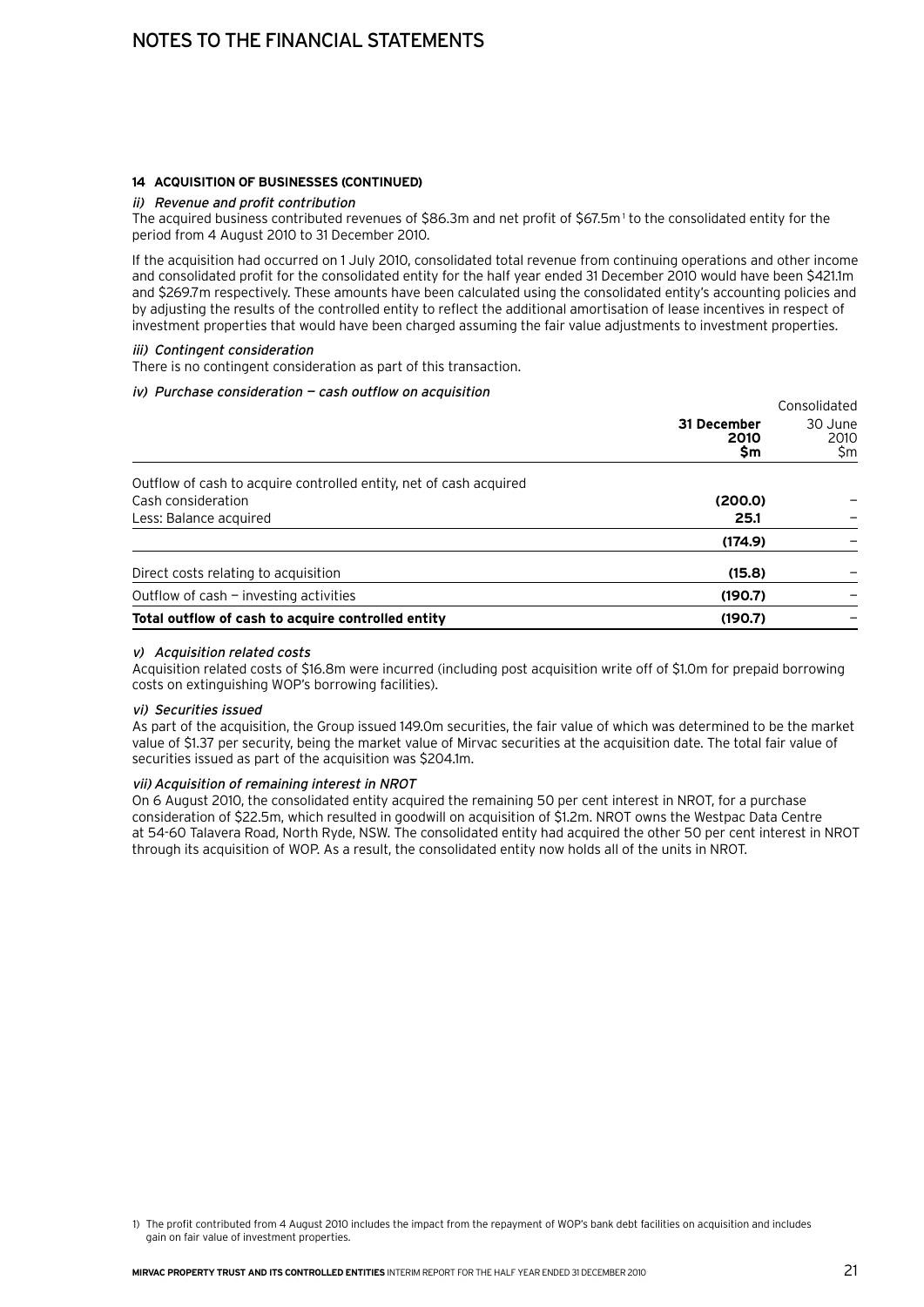#### 14 ACQUISITION OF BUSINESSES (CONTINUED)

*ii) Revenue and profit contribution*

The acquired business contributed revenues of $86.3m and net profit of $67.5m[1] to the consolidated entity for the period from 4 August 2010 to 31 December 2010.

If the acquisition had occurred on 1 July 2010, consolidated total revenue from continuing operations and other income and consolidated profit for the consolidated entity for the half year ended 31 December 2010 would have been $421.1m and $269.7m respectively. These amounts have been calculated using the consolidated entity's accounting policies and by adjusting the results of the controlled entity to reflect the additional amortisation of lease incentives in respect of investment properties that would have been charged assuming the fair value adjustments to investment properties.

*iii) Contingent consideration*

There is no contingent consideration as part of this transaction.

*iv) Purchase consideration — cash outflow on acquisition*

| | Consolidated | |
|---|---|---|
| | **31 December 2010 $m** | 30 June 2010 $m |
| Outflow of cash to acquire controlled entity, net of cash acquired | | |
| Cash consideration | **(200.0)** | – |
| Less: Balance acquired | **25.1** | – |
| | **(174.9)** | – |
| Direct costs relating to acquisition | **(15.8)** | – |
| Outflow of cash — investing activities | **(190.7)** | – |
| **Total outflow of cash to acquire controlled entity** | **(190.7)** | – |

*v) Acquisition related costs*

Acquisition related costs of $16.8m were incurred (including post acquisition write off of $1.0m for prepaid borrowing costs on extinguishing WOP's borrowing facilities).

*vi) Securities issued*

As part of the acquisition, the Group issued 149.0m securities, the fair value of which was determined to be the market value of $1.37 per security, being the market value of Mirvac securities at the acquisition date. The total fair value of securities issued as part of the acquisition was $204.1m.

*vii) Acquisition of remaining interest in NROT*

On 6 August 2010, the consolidated entity acquired the remaining 50 per cent interest in NROT, for a purchase consideration of $22.5m, which resulted in goodwill on acquisition of $1.2m. NROT owns the Westpac Data Centre at 54-60 Talavera Road, North Ryde, NSW. The consolidated entity had acquired the other 50 per cent interest in NROT through its acquisition of WOP. As a result, the consolidated entity now holds all of the units in NROT.

1) The profit contributed from 4 August 2010 includes the impact from the repayment of WOP's bank debt facilities on acquisition and includes gain on fair value of investment properties.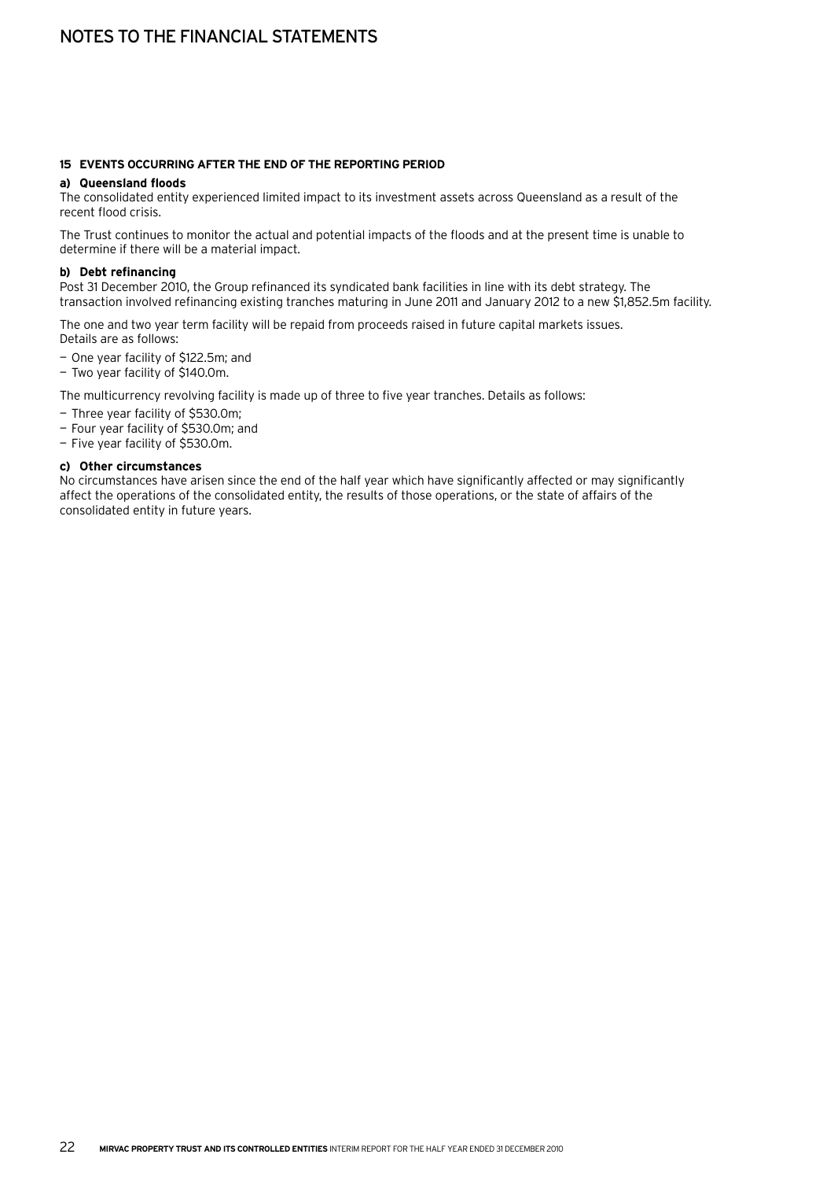### 15 EVENTS OCCURRING AFTER THE END OF THE REPORTING PERIOD

**a) Queensland floods**

The consolidated entity experienced limited impact to its investment assets across Queensland as a result of the recent flood crisis.

The Trust continues to monitor the actual and potential impacts of the floods and at the present time is unable to determine if there will be a material impact.

**b) Debt refinancing**

Post 31 December 2010, the Group refinanced its syndicated bank facilities in line with its debt strategy. The transaction involved refinancing existing tranches maturing in June 2011 and January 2012 to a new $1,852.5m facility.

The one and two year term facility will be repaid from proceeds raised in future capital markets issues. Details are as follows:

- One year facility of $122.5m; and
- Two year facility of $140.0m.

The multicurrency revolving facility is made up of three to five year tranches. Details as follows:

- Three year facility of $530.0m;
- Four year facility of $530.0m; and
- Five year facility of $530.0m.

**c) Other circumstances**

No circumstances have arisen since the end of the half year which have significantly affected or may significantly affect the operations of the consolidated entity, the results of those operations, or the state of affairs of the consolidated entity in future years.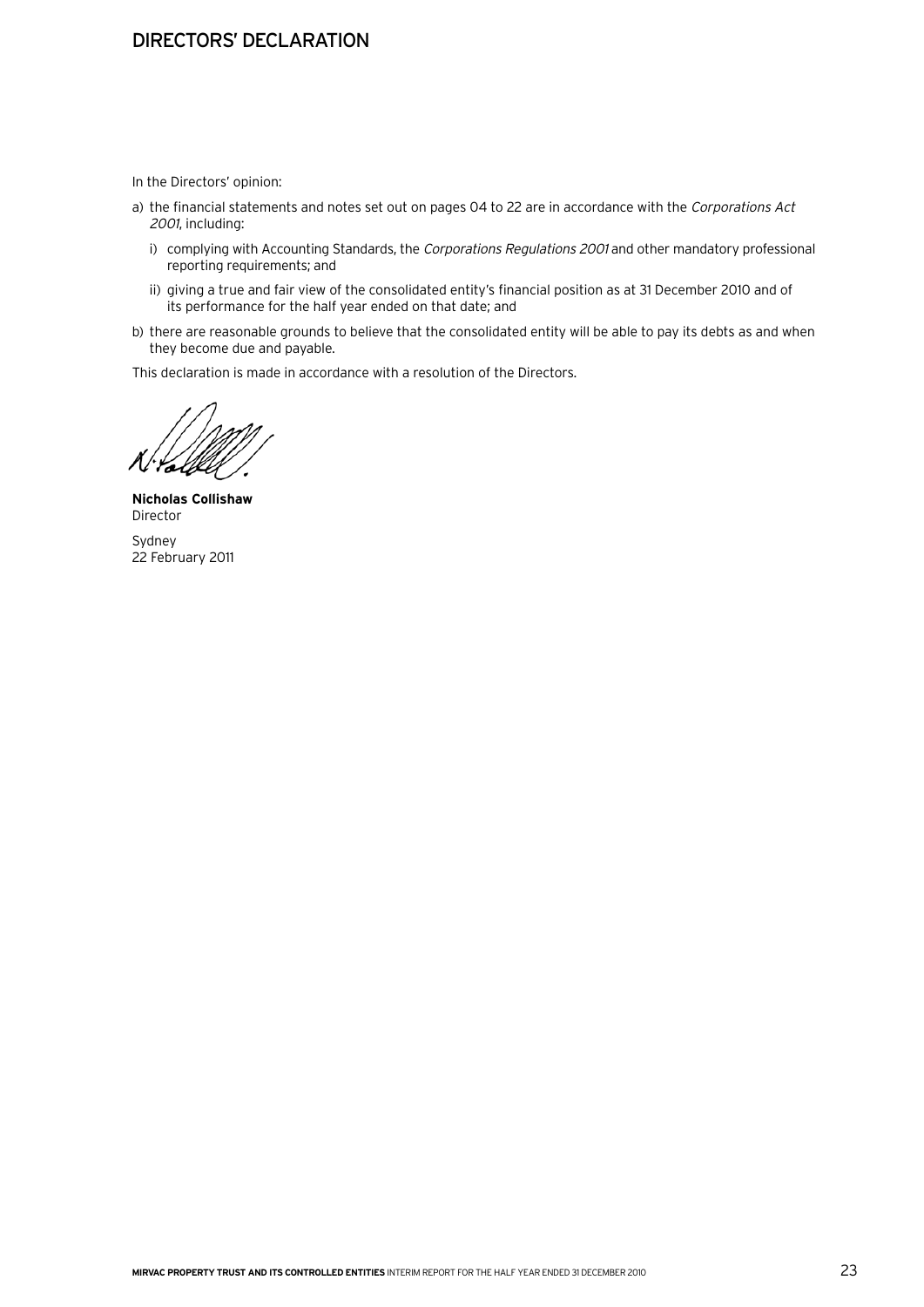# DIRECTORS' DECLARATION

In the Directors' opinion:

a) the financial statements and notes set out on pages 04 to 22 are in accordance with the *Corporations Act 2001*, including:

   i) complying with Accounting Standards, the *Corporations Regulations 2001* and other mandatory professional reporting requirements; and

   ii) giving a true and fair view of the consolidated entity's financial position as at 31 December 2010 and of its performance for the half year ended on that date; and

b) there are reasonable grounds to believe that the consolidated entity will be able to pay its debts as and when they become due and payable.

This declaration is made in accordance with a resolution of the Directors.

**Nicholas Collishaw**
Director

Sydney
22 February 2011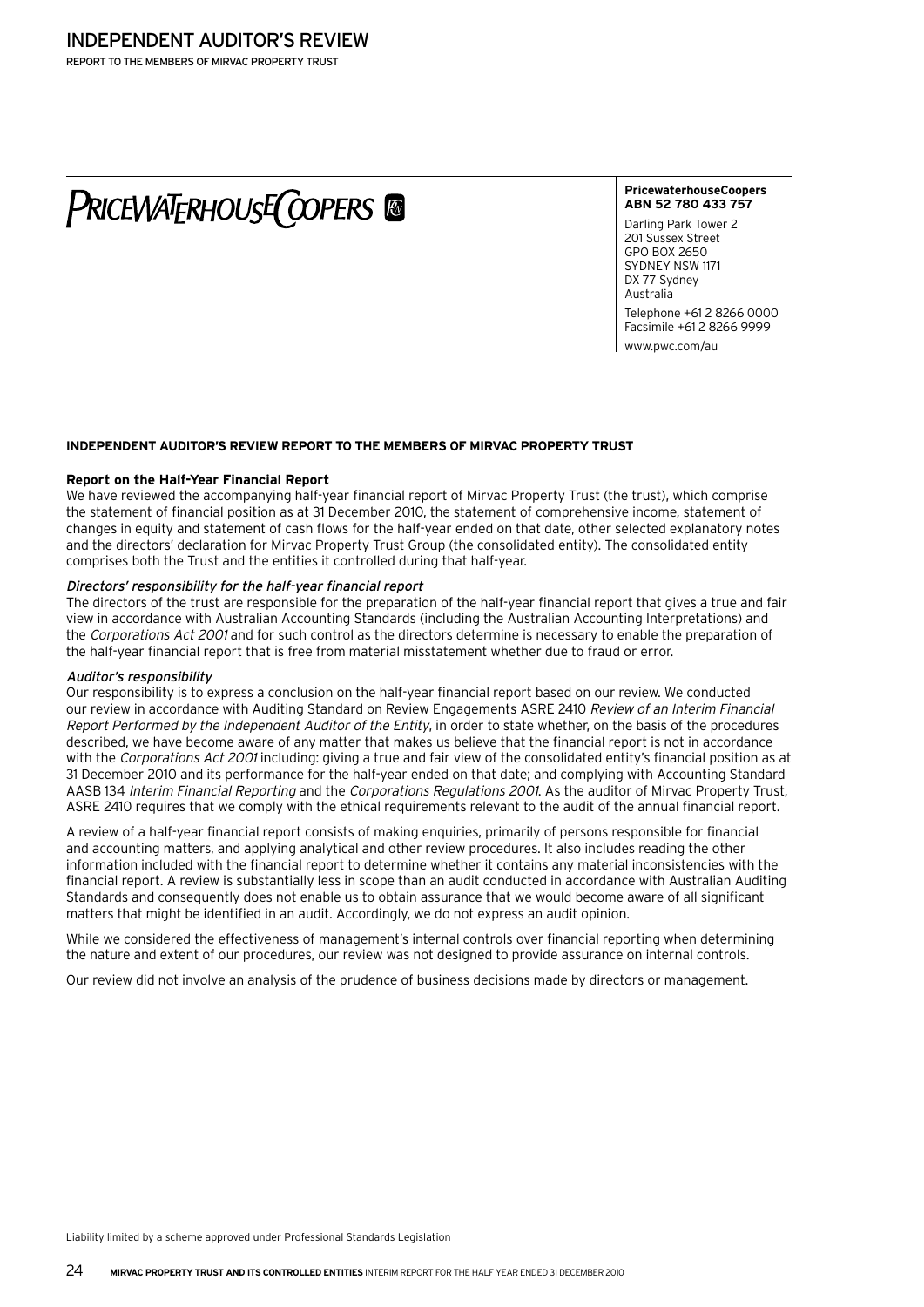# INDEPENDENT AUDITOR'S REVIEW

REPORT TO THE MEMBERS OF MIRVAC PROPERTY TRUST

PRICEWATERHOUSECOOPERS

**PricewaterhouseCoopers**
**ABN 52 780 433 757**

Darling Park Tower 2
201 Sussex Street
GPO BOX 2650
SYDNEY NSW 1171
DX 77 Sydney
Australia

Telephone +61 2 8266 0000
Facsimile +61 2 8266 9999

www.pwc.com/au

**INDEPENDENT AUDITOR'S REVIEW REPORT TO THE MEMBERS OF MIRVAC PROPERTY TRUST**

**Report on the Half-Year Financial Report**

We have reviewed the accompanying half-year financial report of Mirvac Property Trust (the trust), which comprise the statement of financial position as at 31 December 2010, the statement of comprehensive income, statement of changes in equity and statement of cash flows for the half-year ended on that date, other selected explanatory notes and the directors' declaration for Mirvac Property Trust Group (the consolidated entity). The consolidated entity comprises both the Trust and the entities it controlled during that half-year.

*Directors' responsibility for the half-year financial report*

The directors of the trust are responsible for the preparation of the half-year financial report that gives a true and fair view in accordance with Australian Accounting Standards (including the Australian Accounting Interpretations) and the *Corporations Act 2001* and for such control as the directors determine is necessary to enable the preparation of the half-year financial report that is free from material misstatement whether due to fraud or error.

*Auditor's responsibility*

Our responsibility is to express a conclusion on the half-year financial report based on our review. We conducted our review in accordance with Auditing Standard on Review Engagements ASRE 2410 *Review of an Interim Financial Report Performed by the Independent Auditor of the Entity*, in order to state whether, on the basis of the procedures described, we have become aware of any matter that makes us believe that the financial report is not in accordance with the *Corporations Act 2001* including: giving a true and fair view of the consolidated entity's financial position as at 31 December 2010 and its performance for the half-year ended on that date; and complying with Accounting Standard AASB 134 *Interim Financial Reporting* and the *Corporations Regulations 2001*. As the auditor of Mirvac Property Trust, ASRE 2410 requires that we comply with the ethical requirements relevant to the audit of the annual financial report.

A review of a half-year financial report consists of making enquiries, primarily of persons responsible for financial and accounting matters, and applying analytical and other review procedures. It also includes reading the other information included with the financial report to determine whether it contains any material inconsistencies with the financial report. A review is substantially less in scope than an audit conducted in accordance with Australian Auditing Standards and consequently does not enable us to obtain assurance that we would become aware of all significant matters that might be identified in an audit. Accordingly, we do not express an audit opinion.

While we considered the effectiveness of management's internal controls over financial reporting when determining the nature and extent of our procedures, our review was not designed to provide assurance on internal controls.

Our review did not involve an analysis of the prudence of business decisions made by directors or management.

Liability limited by a scheme approved under Professional Standards Legislation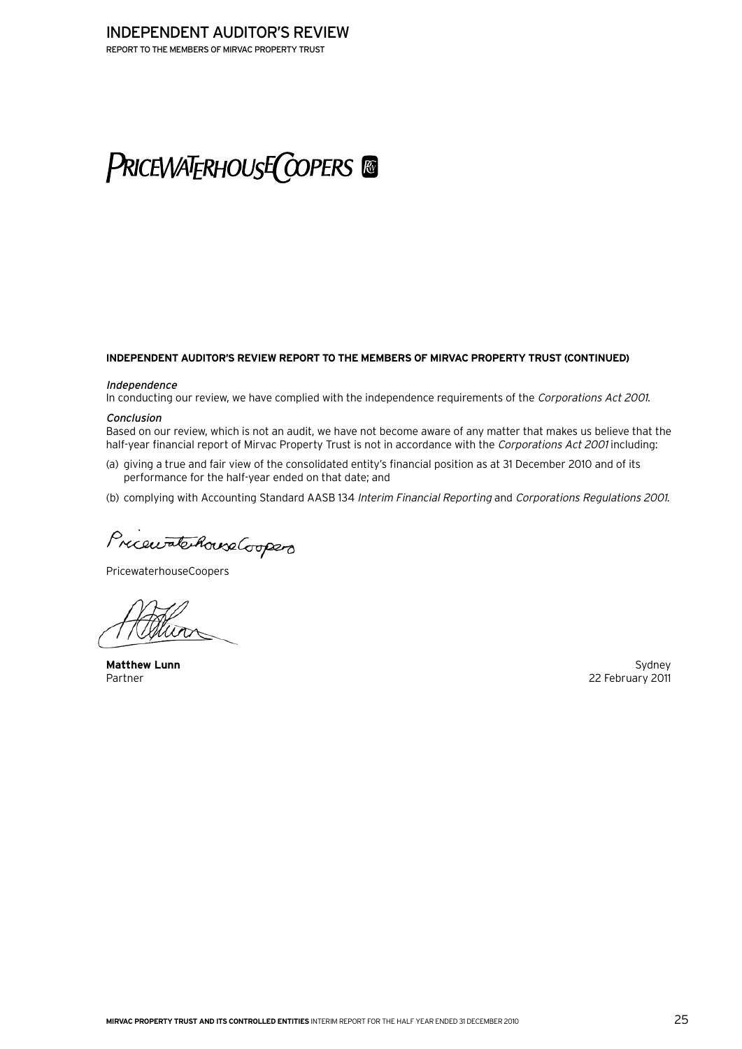# INDEPENDENT AUDITOR'S REVIEW

REPORT TO THE MEMBERS OF MIRVAC PROPERTY TRUST

PRICEWATERHOUSECOOPERS

**INDEPENDENT AUDITOR'S REVIEW REPORT TO THE MEMBERS OF MIRVAC PROPERTY TRUST (CONTINUED)**

*Independence*

In conducting our review, we have complied with the independence requirements of the *Corporations Act 2001*.

*Conclusion*

Based on our review, which is not an audit, we have not become aware of any matter that makes us believe that the half-year financial report of Mirvac Property Trust is not in accordance with the *Corporations Act 2001* including:

(a) giving a true and fair view of the consolidated entity's financial position as at 31 December 2010 and of its performance for the half-year ended on that date; and

(b) complying with Accounting Standard AASB 134 *Interim Financial Reporting* and *Corporations Regulations 2001*.

PricewaterhouseCoopers

PricewaterhouseCoopers

**Matthew Lunn**
Partner

Sydney
22 February 2011